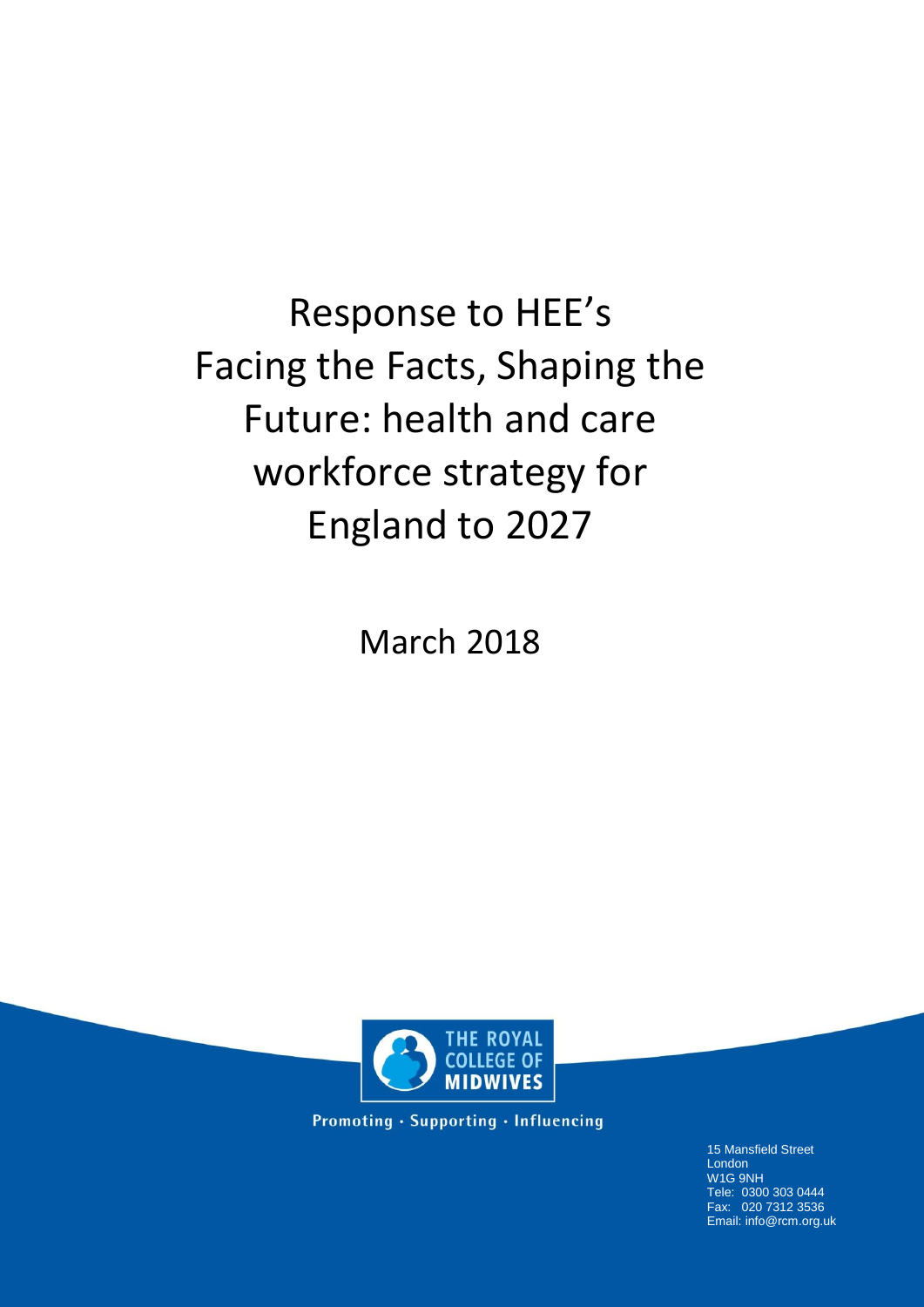# Response to HEE's Facing the Facts, Shaping the Future: health and care workforce strategy for England to 2027

March 2018

THE ROYAL COLLEGE OF MIDWIVES

Promoting · Supporting · Influencing

15 Mansfield Street
London
W1G 9NH
Tele: 0300 303 0444
Fax: 020 7312 3536
Email: info@rcm.org.uk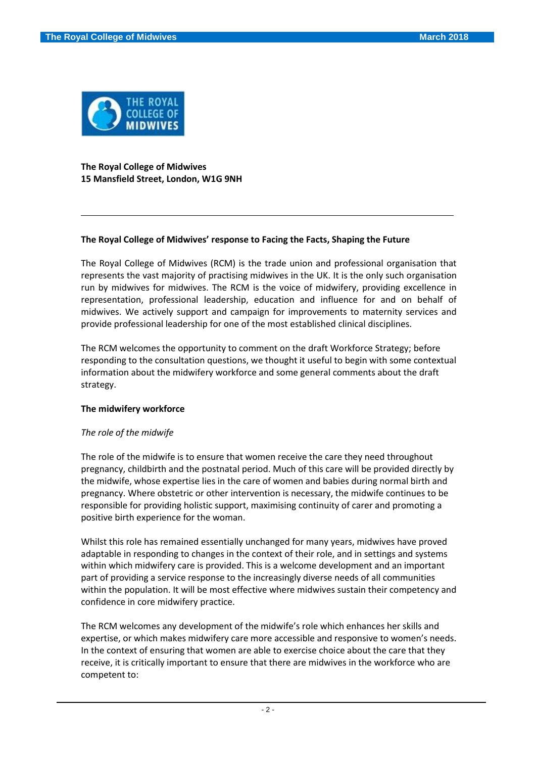**The Royal College of Midwives**
**15 Mansfield Street, London, W1G 9NH**

---

**The Royal College of Midwives' response to Facing the Facts, Shaping the Future**

The Royal College of Midwives (RCM) is the trade union and professional organisation that represents the vast majority of practising midwives in the UK. It is the only such organisation run by midwives for midwives. The RCM is the voice of midwifery, providing excellence in representation, professional leadership, education and influence for and on behalf of midwives. We actively support and campaign for improvements to maternity services and provide professional leadership for one of the most established clinical disciplines.

The RCM welcomes the opportunity to comment on the draft Workforce Strategy; before responding to the consultation questions, we thought it useful to begin with some contextual information about the midwifery workforce and some general comments about the draft strategy.

**The midwifery workforce**

*The role of the midwife*

The role of the midwife is to ensure that women receive the care they need throughout pregnancy, childbirth and the postnatal period. Much of this care will be provided directly by the midwife, whose expertise lies in the care of women and babies during normal birth and pregnancy. Where obstetric or other intervention is necessary, the midwife continues to be responsible for providing holistic support, maximising continuity of carer and promoting a positive birth experience for the woman.

Whilst this role has remained essentially unchanged for many years, midwives have proved adaptable in responding to changes in the context of their role, and in settings and systems within which midwifery care is provided. This is a welcome development and an important part of providing a service response to the increasingly diverse needs of all communities within the population. It will be most effective where midwives sustain their competency and confidence in core midwifery practice.

The RCM welcomes any development of the midwife's role which enhances her skills and expertise, or which makes midwifery care more accessible and responsive to women's needs. In the context of ensuring that women are able to exercise choice about the care that they receive, it is critically important to ensure that there are midwives in the workforce who are competent to: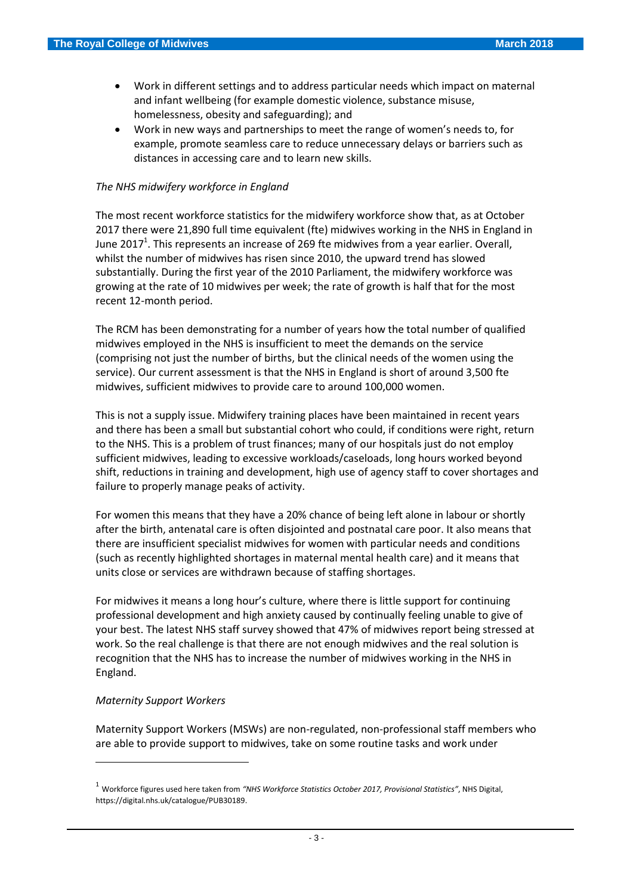- Work in different settings and to address particular needs which impact on maternal and infant wellbeing (for example domestic violence, substance misuse, homelessness, obesity and safeguarding); and
- Work in new ways and partnerships to meet the range of women's needs to, for example, promote seamless care to reduce unnecessary delays or barriers such as distances in accessing care and to learn new skills.

*The NHS midwifery workforce in England*

The most recent workforce statistics for the midwifery workforce show that, as at October 2017 there were 21,890 full time equivalent (fte) midwives working in the NHS in England in June 2017[1]. This represents an increase of 269 fte midwives from a year earlier. Overall, whilst the number of midwives has risen since 2010, the upward trend has slowed substantially. During the first year of the 2010 Parliament, the midwifery workforce was growing at the rate of 10 midwives per week; the rate of growth is half that for the most recent 12-month period.

The RCM has been demonstrating for a number of years how the total number of qualified midwives employed in the NHS is insufficient to meet the demands on the service (comprising not just the number of births, but the clinical needs of the women using the service). Our current assessment is that the NHS in England is short of around 3,500 fte midwives, sufficient midwives to provide care to around 100,000 women.

This is not a supply issue. Midwifery training places have been maintained in recent years and there has been a small but substantial cohort who could, if conditions were right, return to the NHS. This is a problem of trust finances; many of our hospitals just do not employ sufficient midwives, leading to excessive workloads/caseloads, long hours worked beyond shift, reductions in training and development, high use of agency staff to cover shortages and failure to properly manage peaks of activity.

For women this means that they have a 20% chance of being left alone in labour or shortly after the birth, antenatal care is often disjointed and postnatal care poor. It also means that there are insufficient specialist midwives for women with particular needs and conditions (such as recently highlighted shortages in maternal mental health care) and it means that units close or services are withdrawn because of staffing shortages.

For midwives it means a long hour's culture, where there is little support for continuing professional development and high anxiety caused by continually feeling unable to give of your best. The latest NHS staff survey showed that 47% of midwives report being stressed at work. So the real challenge is that there are not enough midwives and the real solution is recognition that the NHS has to increase the number of midwives working in the NHS in England.

*Maternity Support Workers*

Maternity Support Workers (MSWs) are non-regulated, non-professional staff members who are able to provide support to midwives, take on some routine tasks and work under

---

[1] Workforce figures used here taken from *"NHS Workforce Statistics October 2017, Provisional Statistics"*, NHS Digital, https://digital.nhs.uk/catalogue/PUB30189.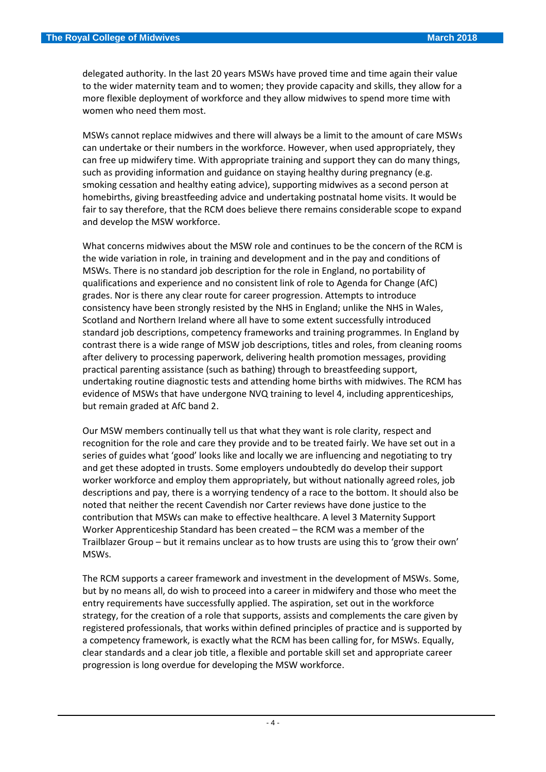delegated authority. In the last 20 years MSWs have proved time and time again their value to the wider maternity team and to women; they provide capacity and skills, they allow for a more flexible deployment of workforce and they allow midwives to spend more time with women who need them most.

MSWs cannot replace midwives and there will always be a limit to the amount of care MSWs can undertake or their numbers in the workforce. However, when used appropriately, they can free up midwifery time. With appropriate training and support they can do many things, such as providing information and guidance on staying healthy during pregnancy (e.g. smoking cessation and healthy eating advice), supporting midwives as a second person at homebirths, giving breastfeeding advice and undertaking postnatal home visits. It would be fair to say therefore, that the RCM does believe there remains considerable scope to expand and develop the MSW workforce.

What concerns midwives about the MSW role and continues to be the concern of the RCM is the wide variation in role, in training and development and in the pay and conditions of MSWs. There is no standard job description for the role in England, no portability of qualifications and experience and no consistent link of role to Agenda for Change (AfC) grades. Nor is there any clear route for career progression. Attempts to introduce consistency have been strongly resisted by the NHS in England; unlike the NHS in Wales, Scotland and Northern Ireland where all have to some extent successfully introduced standard job descriptions, competency frameworks and training programmes. In England by contrast there is a wide range of MSW job descriptions, titles and roles, from cleaning rooms after delivery to processing paperwork, delivering health promotion messages, providing practical parenting assistance (such as bathing) through to breastfeeding support, undertaking routine diagnostic tests and attending home births with midwives. The RCM has evidence of MSWs that have undergone NVQ training to level 4, including apprenticeships, but remain graded at AfC band 2.

Our MSW members continually tell us that what they want is role clarity, respect and recognition for the role and care they provide and to be treated fairly. We have set out in a series of guides what 'good' looks like and locally we are influencing and negotiating to try and get these adopted in trusts. Some employers undoubtedly do develop their support worker workforce and employ them appropriately, but without nationally agreed roles, job descriptions and pay, there is a worrying tendency of a race to the bottom. It should also be noted that neither the recent Cavendish nor Carter reviews have done justice to the contribution that MSWs can make to effective healthcare. A level 3 Maternity Support Worker Apprenticeship Standard has been created – the RCM was a member of the Trailblazer Group – but it remains unclear as to how trusts are using this to 'grow their own' MSWs.

The RCM supports a career framework and investment in the development of MSWs. Some, but by no means all, do wish to proceed into a career in midwifery and those who meet the entry requirements have successfully applied. The aspiration, set out in the workforce strategy, for the creation of a role that supports, assists and complements the care given by registered professionals, that works within defined principles of practice and is supported by a competency framework, is exactly what the RCM has been calling for, for MSWs. Equally, clear standards and a clear job title, a flexible and portable skill set and appropriate career progression is long overdue for developing the MSW workforce.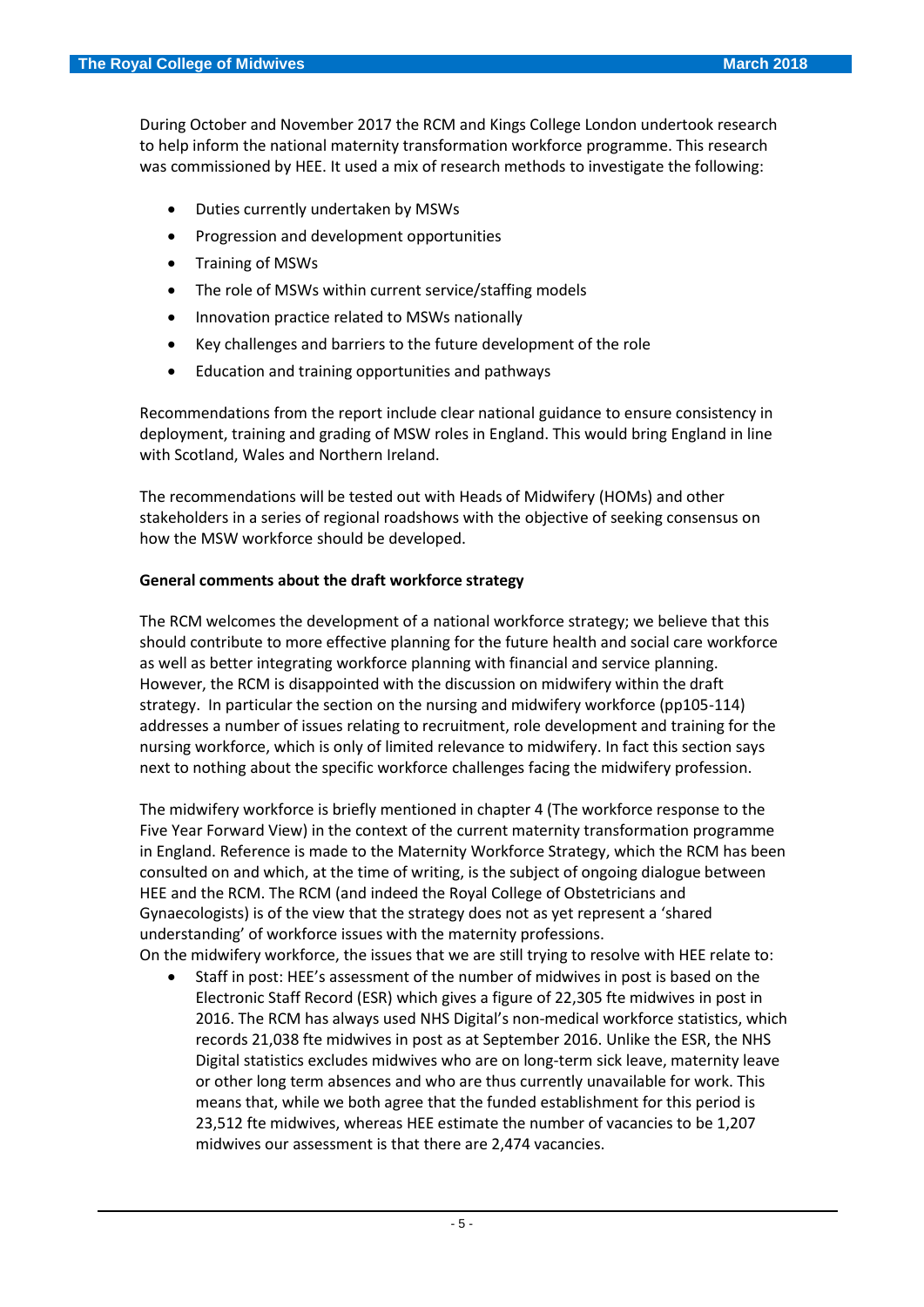During October and November 2017 the RCM and Kings College London undertook research to help inform the national maternity transformation workforce programme. This research was commissioned by HEE. It used a mix of research methods to investigate the following:

- Duties currently undertaken by MSWs
- Progression and development opportunities
- Training of MSWs
- The role of MSWs within current service/staffing models
- Innovation practice related to MSWs nationally
- Key challenges and barriers to the future development of the role
- Education and training opportunities and pathways

Recommendations from the report include clear national guidance to ensure consistency in deployment, training and grading of MSW roles in England. This would bring England in line with Scotland, Wales and Northern Ireland.

The recommendations will be tested out with Heads of Midwifery (HOMs) and other stakeholders in a series of regional roadshows with the objective of seeking consensus on how the MSW workforce should be developed.

**General comments about the draft workforce strategy**

The RCM welcomes the development of a national workforce strategy; we believe that this should contribute to more effective planning for the future health and social care workforce as well as better integrating workforce planning with financial and service planning. However, the RCM is disappointed with the discussion on midwifery within the draft strategy. In particular the section on the nursing and midwifery workforce (pp105-114) addresses a number of issues relating to recruitment, role development and training for the nursing workforce, which is only of limited relevance to midwifery. In fact this section says next to nothing about the specific workforce challenges facing the midwifery profession.

The midwifery workforce is briefly mentioned in chapter 4 (The workforce response to the Five Year Forward View) in the context of the current maternity transformation programme in England. Reference is made to the Maternity Workforce Strategy, which the RCM has been consulted on and which, at the time of writing, is the subject of ongoing dialogue between HEE and the RCM. The RCM (and indeed the Royal College of Obstetricians and Gynaecologists) is of the view that the strategy does not as yet represent a 'shared understanding' of workforce issues with the maternity professions.
On the midwifery workforce, the issues that we are still trying to resolve with HEE relate to:

- Staff in post: HEE's assessment of the number of midwives in post is based on the Electronic Staff Record (ESR) which gives a figure of 22,305 fte midwives in post in 2016. The RCM has always used NHS Digital's non-medical workforce statistics, which records 21,038 fte midwives in post as at September 2016. Unlike the ESR, the NHS Digital statistics excludes midwives who are on long-term sick leave, maternity leave or other long term absences and who are thus currently unavailable for work. This means that, while we both agree that the funded establishment for this period is 23,512 fte midwives, whereas HEE estimate the number of vacancies to be 1,207 midwives our assessment is that there are 2,474 vacancies.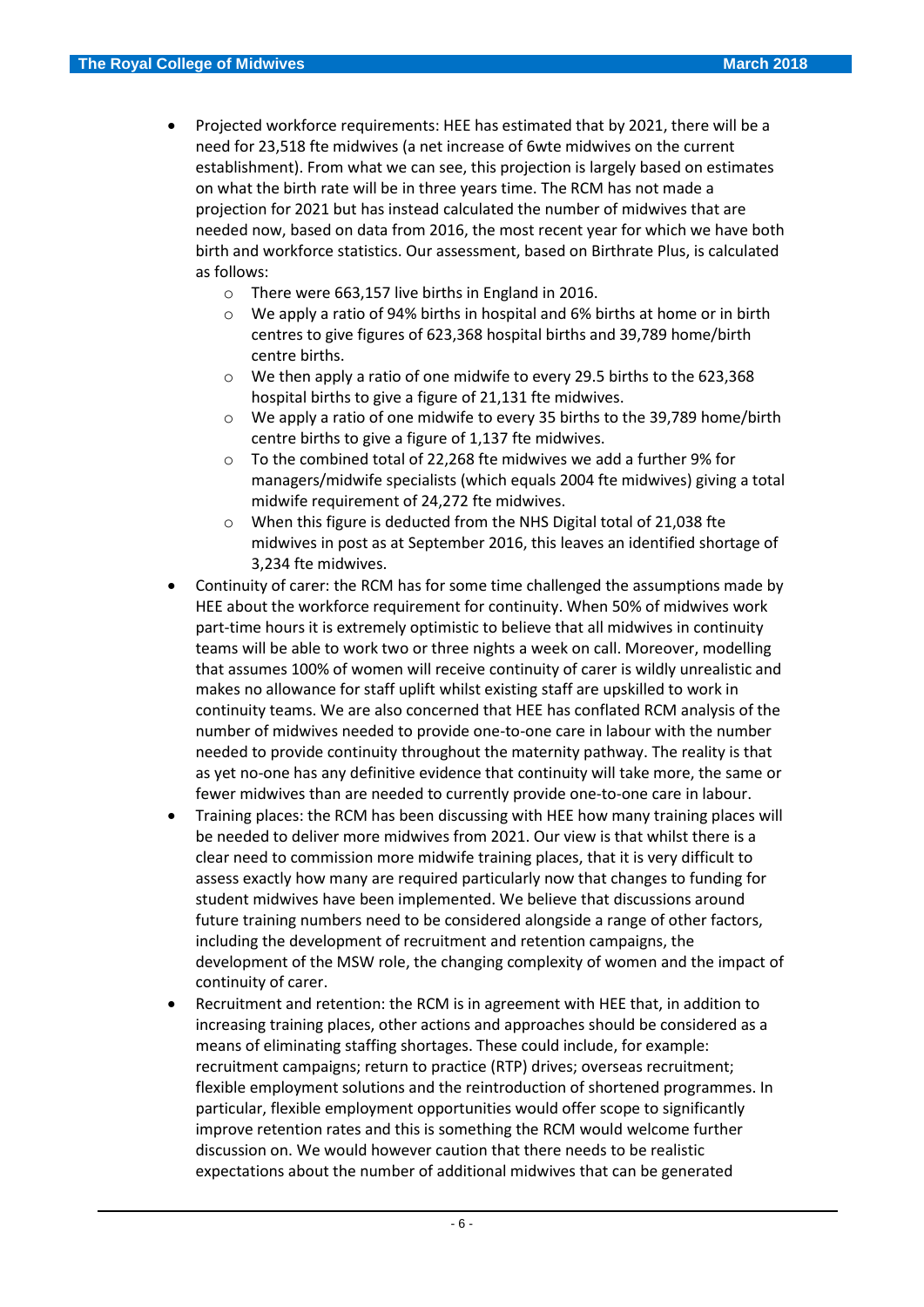- Projected workforce requirements: HEE has estimated that by 2021, there will be a need for 23,518 fte midwives (a net increase of 6wte midwives on the current establishment). From what we can see, this projection is largely based on estimates on what the birth rate will be in three years time. The RCM has not made a projection for 2021 but has instead calculated the number of midwives that are needed now, based on data from 2016, the most recent year for which we have both birth and workforce statistics. Our assessment, based on Birthrate Plus, is calculated as follows:
  - There were 663,157 live births in England in 2016.
  - We apply a ratio of 94% births in hospital and 6% births at home or in birth centres to give figures of 623,368 hospital births and 39,789 home/birth centre births.
  - We then apply a ratio of one midwife to every 29.5 births to the 623,368 hospital births to give a figure of 21,131 fte midwives.
  - We apply a ratio of one midwife to every 35 births to the 39,789 home/birth centre births to give a figure of 1,137 fte midwives.
  - To the combined total of 22,268 fte midwives we add a further 9% for managers/midwife specialists (which equals 2004 fte midwives) giving a total midwife requirement of 24,272 fte midwives.
  - When this figure is deducted from the NHS Digital total of 21,038 fte midwives in post as at September 2016, this leaves an identified shortage of 3,234 fte midwives.
- Continuity of carer: the RCM has for some time challenged the assumptions made by HEE about the workforce requirement for continuity. When 50% of midwives work part-time hours it is extremely optimistic to believe that all midwives in continuity teams will be able to work two or three nights a week on call. Moreover, modelling that assumes 100% of women will receive continuity of carer is wildly unrealistic and makes no allowance for staff uplift whilst existing staff are upskilled to work in continuity teams. We are also concerned that HEE has conflated RCM analysis of the number of midwives needed to provide one-to-one care in labour with the number needed to provide continuity throughout the maternity pathway. The reality is that as yet no-one has any definitive evidence that continuity will take more, the same or fewer midwives than are needed to currently provide one-to-one care in labour.
- Training places: the RCM has been discussing with HEE how many training places will be needed to deliver more midwives from 2021. Our view is that whilst there is a clear need to commission more midwife training places, that it is very difficult to assess exactly how many are required particularly now that changes to funding for student midwives have been implemented. We believe that discussions around future training numbers need to be considered alongside a range of other factors, including the development of recruitment and retention campaigns, the development of the MSW role, the changing complexity of women and the impact of continuity of carer.
- Recruitment and retention: the RCM is in agreement with HEE that, in addition to increasing training places, other actions and approaches should be considered as a means of eliminating staffing shortages. These could include, for example: recruitment campaigns; return to practice (RTP) drives; overseas recruitment; flexible employment solutions and the reintroduction of shortened programmes. In particular, flexible employment opportunities would offer scope to significantly improve retention rates and this is something the RCM would welcome further discussion on. We would however caution that there needs to be realistic expectations about the number of additional midwives that can be generated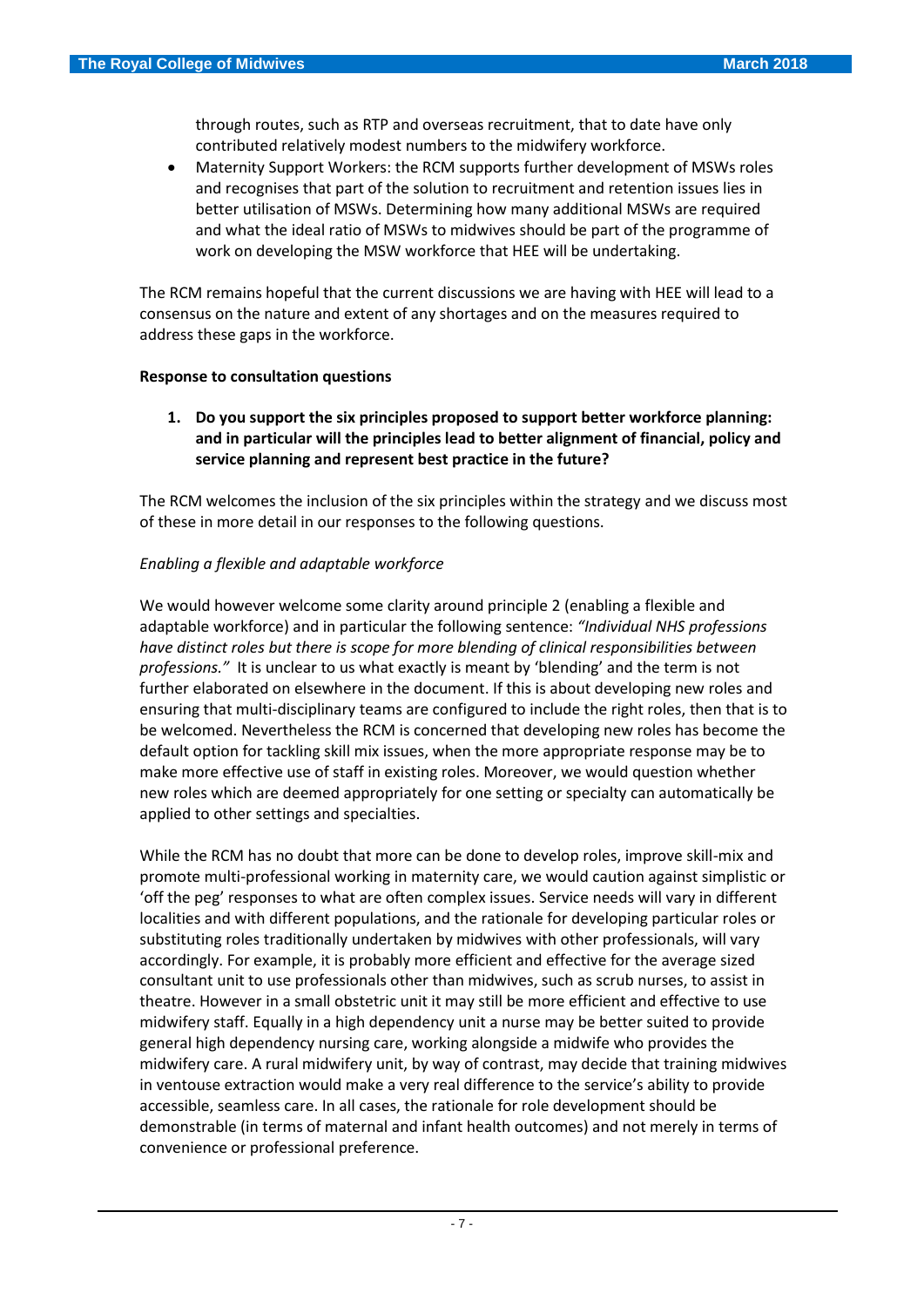through routes, such as RTP and overseas recruitment, that to date have only contributed relatively modest numbers to the midwifery workforce.

- Maternity Support Workers: the RCM supports further development of MSWs roles and recognises that part of the solution to recruitment and retention issues lies in better utilisation of MSWs. Determining how many additional MSWs are required and what the ideal ratio of MSWs to midwives should be part of the programme of work on developing the MSW workforce that HEE will be undertaking.

The RCM remains hopeful that the current discussions we are having with HEE will lead to a consensus on the nature and extent of any shortages and on the measures required to address these gaps in the workforce.

**Response to consultation questions**

1. **Do you support the six principles proposed to support better workforce planning: and in particular will the principles lead to better alignment of financial, policy and service planning and represent best practice in the future?**

The RCM welcomes the inclusion of the six principles within the strategy and we discuss most of these in more detail in our responses to the following questions.

*Enabling a flexible and adaptable workforce*

We would however welcome some clarity around principle 2 (enabling a flexible and adaptable workforce) and in particular the following sentence: *"Individual NHS professions have distinct roles but there is scope for more blending of clinical responsibilities between professions."* It is unclear to us what exactly is meant by 'blending' and the term is not further elaborated on elsewhere in the document. If this is about developing new roles and ensuring that multi-disciplinary teams are configured to include the right roles, then that is to be welcomed. Nevertheless the RCM is concerned that developing new roles has become the default option for tackling skill mix issues, when the more appropriate response may be to make more effective use of staff in existing roles. Moreover, we would question whether new roles which are deemed appropriately for one setting or specialty can automatically be applied to other settings and specialties.

While the RCM has no doubt that more can be done to develop roles, improve skill-mix and promote multi-professional working in maternity care, we would caution against simplistic or 'off the peg' responses to what are often complex issues. Service needs will vary in different localities and with different populations, and the rationale for developing particular roles or substituting roles traditionally undertaken by midwives with other professionals, will vary accordingly. For example, it is probably more efficient and effective for the average sized consultant unit to use professionals other than midwives, such as scrub nurses, to assist in theatre. However in a small obstetric unit it may still be more efficient and effective to use midwifery staff. Equally in a high dependency unit a nurse may be better suited to provide general high dependency nursing care, working alongside a midwife who provides the midwifery care. A rural midwifery unit, by way of contrast, may decide that training midwives in ventouse extraction would make a very real difference to the service's ability to provide accessible, seamless care. In all cases, the rationale for role development should be demonstrable (in terms of maternal and infant health outcomes) and not merely in terms of convenience or professional preference.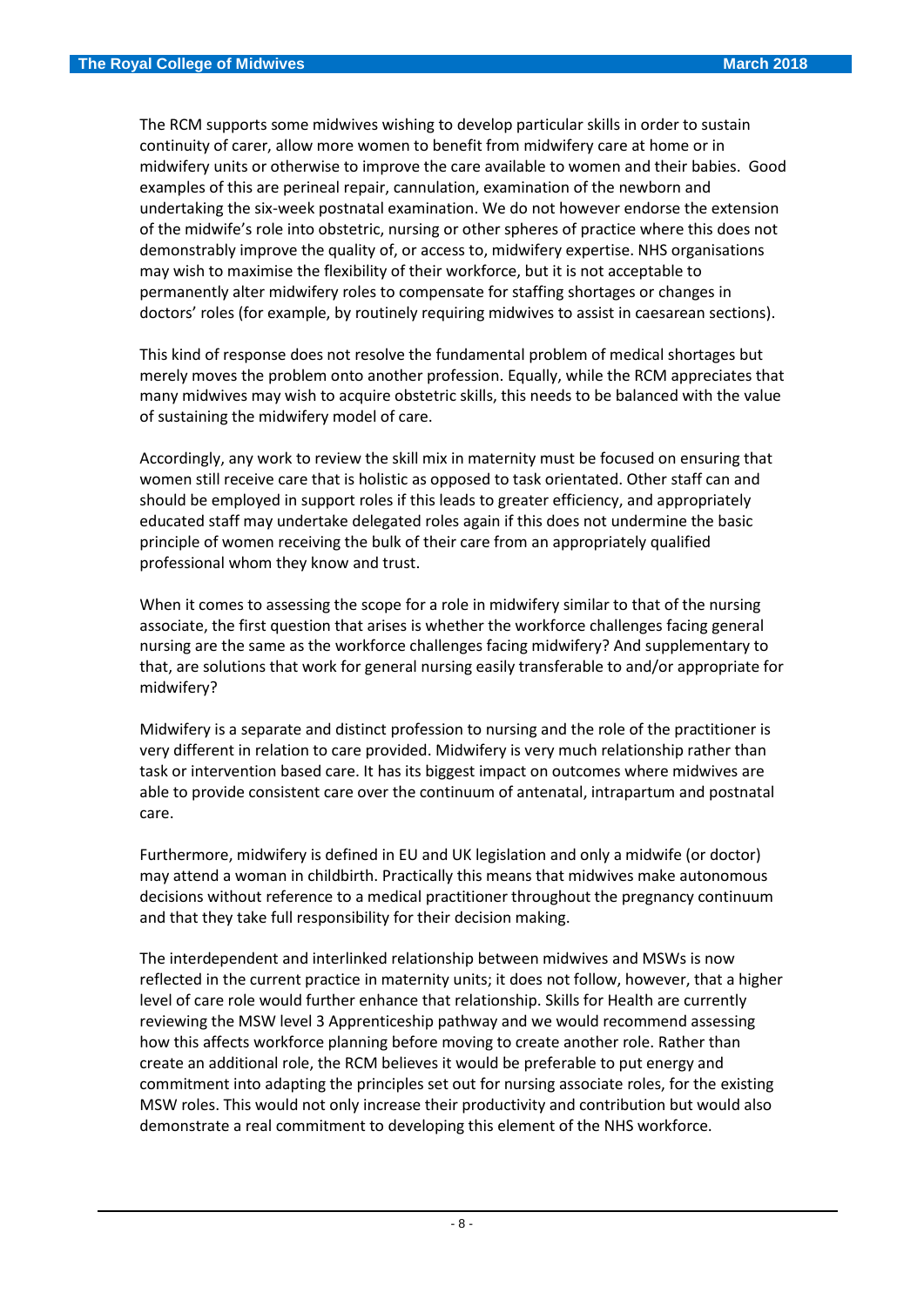The RCM supports some midwives wishing to develop particular skills in order to sustain continuity of carer, allow more women to benefit from midwifery care at home or in midwifery units or otherwise to improve the care available to women and their babies. Good examples of this are perineal repair, cannulation, examination of the newborn and undertaking the six-week postnatal examination. We do not however endorse the extension of the midwife's role into obstetric, nursing or other spheres of practice where this does not demonstrably improve the quality of, or access to, midwifery expertise. NHS organisations may wish to maximise the flexibility of their workforce, but it is not acceptable to permanently alter midwifery roles to compensate for staffing shortages or changes in doctors' roles (for example, by routinely requiring midwives to assist in caesarean sections).

This kind of response does not resolve the fundamental problem of medical shortages but merely moves the problem onto another profession. Equally, while the RCM appreciates that many midwives may wish to acquire obstetric skills, this needs to be balanced with the value of sustaining the midwifery model of care.

Accordingly, any work to review the skill mix in maternity must be focused on ensuring that women still receive care that is holistic as opposed to task orientated. Other staff can and should be employed in support roles if this leads to greater efficiency, and appropriately educated staff may undertake delegated roles again if this does not undermine the basic principle of women receiving the bulk of their care from an appropriately qualified professional whom they know and trust.

When it comes to assessing the scope for a role in midwifery similar to that of the nursing associate, the first question that arises is whether the workforce challenges facing general nursing are the same as the workforce challenges facing midwifery? And supplementary to that, are solutions that work for general nursing easily transferable to and/or appropriate for midwifery?

Midwifery is a separate and distinct profession to nursing and the role of the practitioner is very different in relation to care provided. Midwifery is very much relationship rather than task or intervention based care. It has its biggest impact on outcomes where midwives are able to provide consistent care over the continuum of antenatal, intrapartum and postnatal care.

Furthermore, midwifery is defined in EU and UK legislation and only a midwife (or doctor) may attend a woman in childbirth. Practically this means that midwives make autonomous decisions without reference to a medical practitioner throughout the pregnancy continuum and that they take full responsibility for their decision making.

The interdependent and interlinked relationship between midwives and MSWs is now reflected in the current practice in maternity units; it does not follow, however, that a higher level of care role would further enhance that relationship. Skills for Health are currently reviewing the MSW level 3 Apprenticeship pathway and we would recommend assessing how this affects workforce planning before moving to create another role. Rather than create an additional role, the RCM believes it would be preferable to put energy and commitment into adapting the principles set out for nursing associate roles, for the existing MSW roles. This would not only increase their productivity and contribution but would also demonstrate a real commitment to developing this element of the NHS workforce.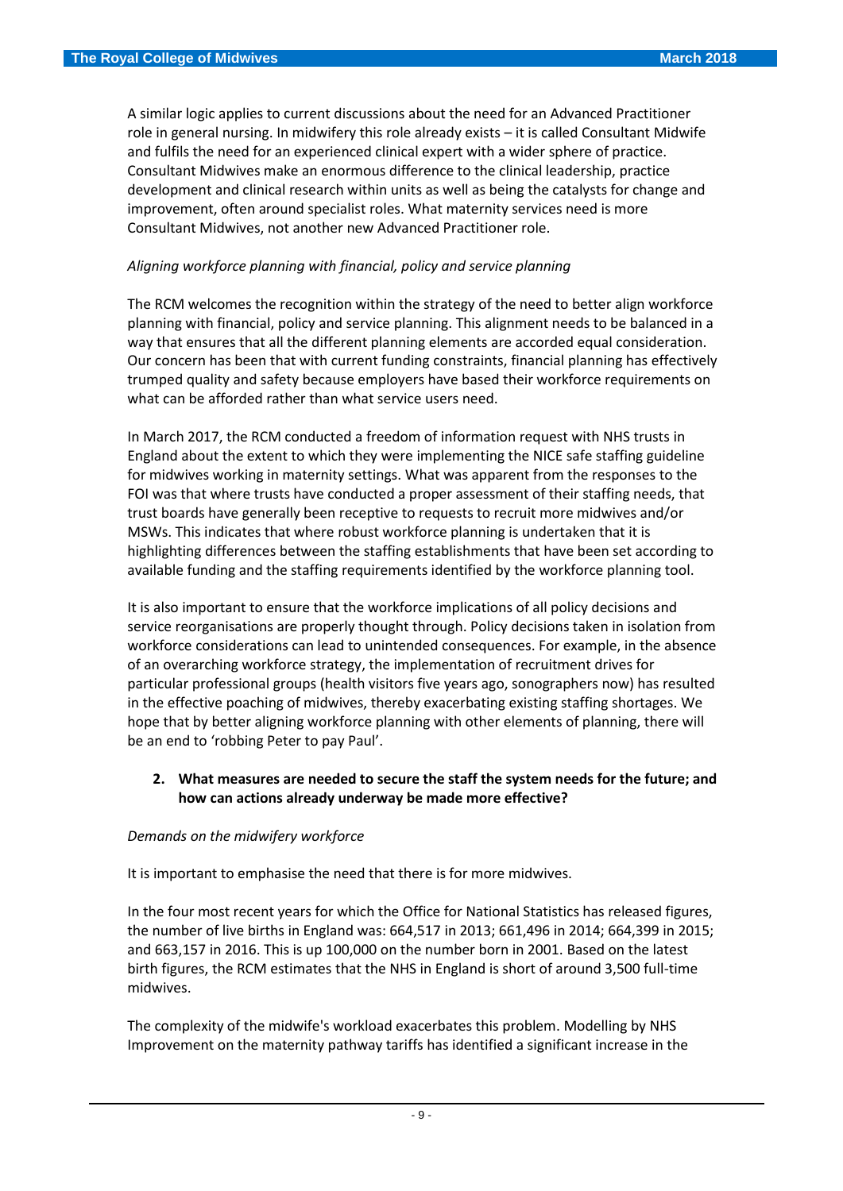A similar logic applies to current discussions about the need for an Advanced Practitioner role in general nursing. In midwifery this role already exists – it is called Consultant Midwife and fulfils the need for an experienced clinical expert with a wider sphere of practice. Consultant Midwives make an enormous difference to the clinical leadership, practice development and clinical research within units as well as being the catalysts for change and improvement, often around specialist roles. What maternity services need is more Consultant Midwives, not another new Advanced Practitioner role.

*Aligning workforce planning with financial, policy and service planning*

The RCM welcomes the recognition within the strategy of the need to better align workforce planning with financial, policy and service planning. This alignment needs to be balanced in a way that ensures that all the different planning elements are accorded equal consideration. Our concern has been that with current funding constraints, financial planning has effectively trumped quality and safety because employers have based their workforce requirements on what can be afforded rather than what service users need.

In March 2017, the RCM conducted a freedom of information request with NHS trusts in England about the extent to which they were implementing the NICE safe staffing guideline for midwives working in maternity settings. What was apparent from the responses to the FOI was that where trusts have conducted a proper assessment of their staffing needs, that trust boards have generally been receptive to requests to recruit more midwives and/or MSWs. This indicates that where robust workforce planning is undertaken that it is highlighting differences between the staffing establishments that have been set according to available funding and the staffing requirements identified by the workforce planning tool.

It is also important to ensure that the workforce implications of all policy decisions and service reorganisations are properly thought through. Policy decisions taken in isolation from workforce considerations can lead to unintended consequences. For example, in the absence of an overarching workforce strategy, the implementation of recruitment drives for particular professional groups (health visitors five years ago, sonographers now) has resulted in the effective poaching of midwives, thereby exacerbating existing staffing shortages. We hope that by better aligning workforce planning with other elements of planning, there will be an end to 'robbing Peter to pay Paul'.

2. **What measures are needed to secure the staff the system needs for the future; and how can actions already underway be made more effective?**

*Demands on the midwifery workforce*

It is important to emphasise the need that there is for more midwives.

In the four most recent years for which the Office for National Statistics has released figures, the number of live births in England was: 664,517 in 2013; 661,496 in 2014; 664,399 in 2015; and 663,157 in 2016. This is up 100,000 on the number born in 2001. Based on the latest birth figures, the RCM estimates that the NHS in England is short of around 3,500 full-time midwives.

The complexity of the midwife's workload exacerbates this problem. Modelling by NHS Improvement on the maternity pathway tariffs has identified a significant increase in the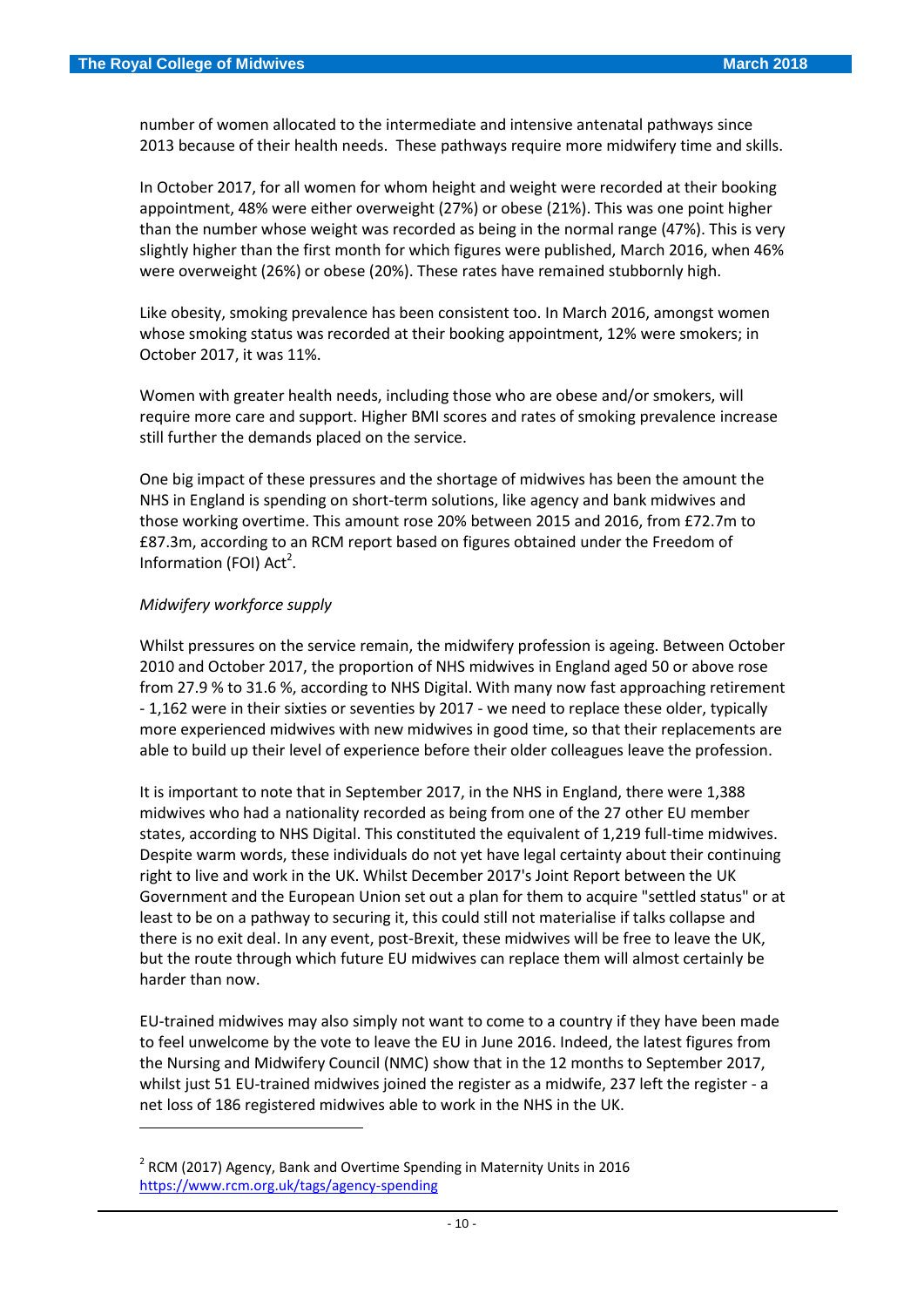number of women allocated to the intermediate and intensive antenatal pathways since 2013 because of their health needs. These pathways require more midwifery time and skills.

In October 2017, for all women for whom height and weight were recorded at their booking appointment, 48% were either overweight (27%) or obese (21%). This was one point higher than the number whose weight was recorded as being in the normal range (47%). This is very slightly higher than the first month for which figures were published, March 2016, when 46% were overweight (26%) or obese (20%). These rates have remained stubbornly high.

Like obesity, smoking prevalence has been consistent too. In March 2016, amongst women whose smoking status was recorded at their booking appointment, 12% were smokers; in October 2017, it was 11%.

Women with greater health needs, including those who are obese and/or smokers, will require more care and support. Higher BMI scores and rates of smoking prevalence increase still further the demands placed on the service.

One big impact of these pressures and the shortage of midwives has been the amount the NHS in England is spending on short-term solutions, like agency and bank midwives and those working overtime. This amount rose 20% between 2015 and 2016, from £72.7m to £87.3m, according to an RCM report based on figures obtained under the Freedom of Information (FOI) Act[2].

*Midwifery workforce supply*

Whilst pressures on the service remain, the midwifery profession is ageing. Between October 2010 and October 2017, the proportion of NHS midwives in England aged 50 or above rose from 27.9 % to 31.6 %, according to NHS Digital. With many now fast approaching retirement - 1,162 were in their sixties or seventies by 2017 - we need to replace these older, typically more experienced midwives with new midwives in good time, so that their replacements are able to build up their level of experience before their older colleagues leave the profession.

It is important to note that in September 2017, in the NHS in England, there were 1,388 midwives who had a nationality recorded as being from one of the 27 other EU member states, according to NHS Digital. This constituted the equivalent of 1,219 full-time midwives. Despite warm words, these individuals do not yet have legal certainty about their continuing right to live and work in the UK. Whilst December 2017's Joint Report between the UK Government and the European Union set out a plan for them to acquire "settled status" or at least to be on a pathway to securing it, this could still not materialise if talks collapse and there is no exit deal. In any event, post-Brexit, these midwives will be free to leave the UK, but the route through which future EU midwives can replace them will almost certainly be harder than now.

EU-trained midwives may also simply not want to come to a country if they have been made to feel unwelcome by the vote to leave the EU in June 2016. Indeed, the latest figures from the Nursing and Midwifery Council (NMC) show that in the 12 months to September 2017, whilst just 51 EU-trained midwives joined the register as a midwife, 237 left the register - a net loss of 186 registered midwives able to work in the NHS in the UK.

---

[2] RCM (2017) Agency, Bank and Overtime Spending in Maternity Units in 2016 https://www.rcm.org.uk/tags/agency-spending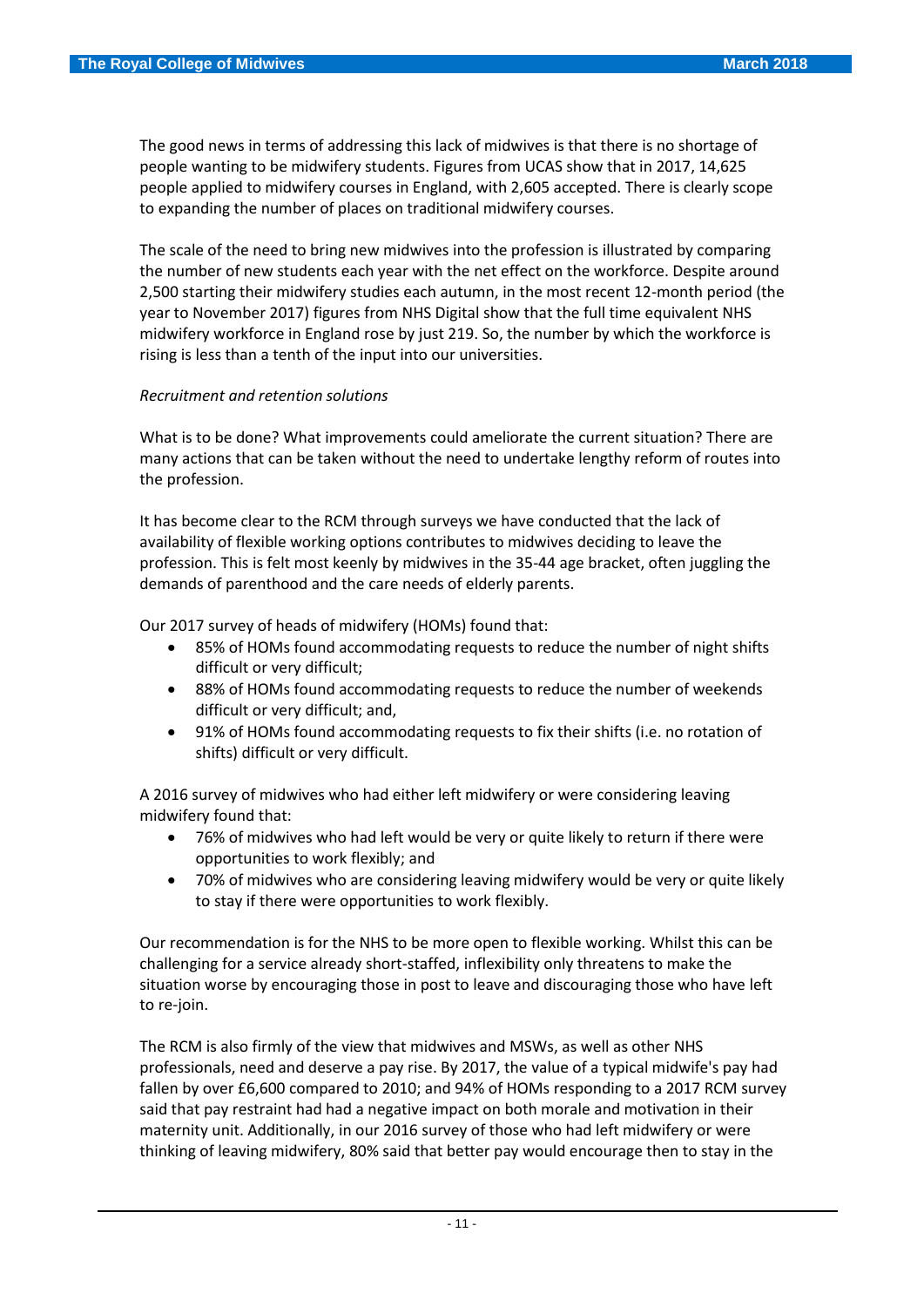The good news in terms of addressing this lack of midwives is that there is no shortage of people wanting to be midwifery students. Figures from UCAS show that in 2017, 14,625 people applied to midwifery courses in England, with 2,605 accepted. There is clearly scope to expanding the number of places on traditional midwifery courses.

The scale of the need to bring new midwives into the profession is illustrated by comparing the number of new students each year with the net effect on the workforce. Despite around 2,500 starting their midwifery studies each autumn, in the most recent 12-month period (the year to November 2017) figures from NHS Digital show that the full time equivalent NHS midwifery workforce in England rose by just 219. So, the number by which the workforce is rising is less than a tenth of the input into our universities.

*Recruitment and retention solutions*

What is to be done? What improvements could ameliorate the current situation? There are many actions that can be taken without the need to undertake lengthy reform of routes into the profession.

It has become clear to the RCM through surveys we have conducted that the lack of availability of flexible working options contributes to midwives deciding to leave the profession. This is felt most keenly by midwives in the 35-44 age bracket, often juggling the demands of parenthood and the care needs of elderly parents.

Our 2017 survey of heads of midwifery (HOMs) found that:

- 85% of HOMs found accommodating requests to reduce the number of night shifts difficult or very difficult;
- 88% of HOMs found accommodating requests to reduce the number of weekends difficult or very difficult; and,
- 91% of HOMs found accommodating requests to fix their shifts (i.e. no rotation of shifts) difficult or very difficult.

A 2016 survey of midwives who had either left midwifery or were considering leaving midwifery found that:

- 76% of midwives who had left would be very or quite likely to return if there were opportunities to work flexibly; and
- 70% of midwives who are considering leaving midwifery would be very or quite likely to stay if there were opportunities to work flexibly.

Our recommendation is for the NHS to be more open to flexible working. Whilst this can be challenging for a service already short-staffed, inflexibility only threatens to make the situation worse by encouraging those in post to leave and discouraging those who have left to re-join.

The RCM is also firmly of the view that midwives and MSWs, as well as other NHS professionals, need and deserve a pay rise. By 2017, the value of a typical midwife's pay had fallen by over £6,600 compared to 2010; and 94% of HOMs responding to a 2017 RCM survey said that pay restraint had had a negative impact on both morale and motivation in their maternity unit. Additionally, in our 2016 survey of those who had left midwifery or were thinking of leaving midwifery, 80% said that better pay would encourage then to stay in the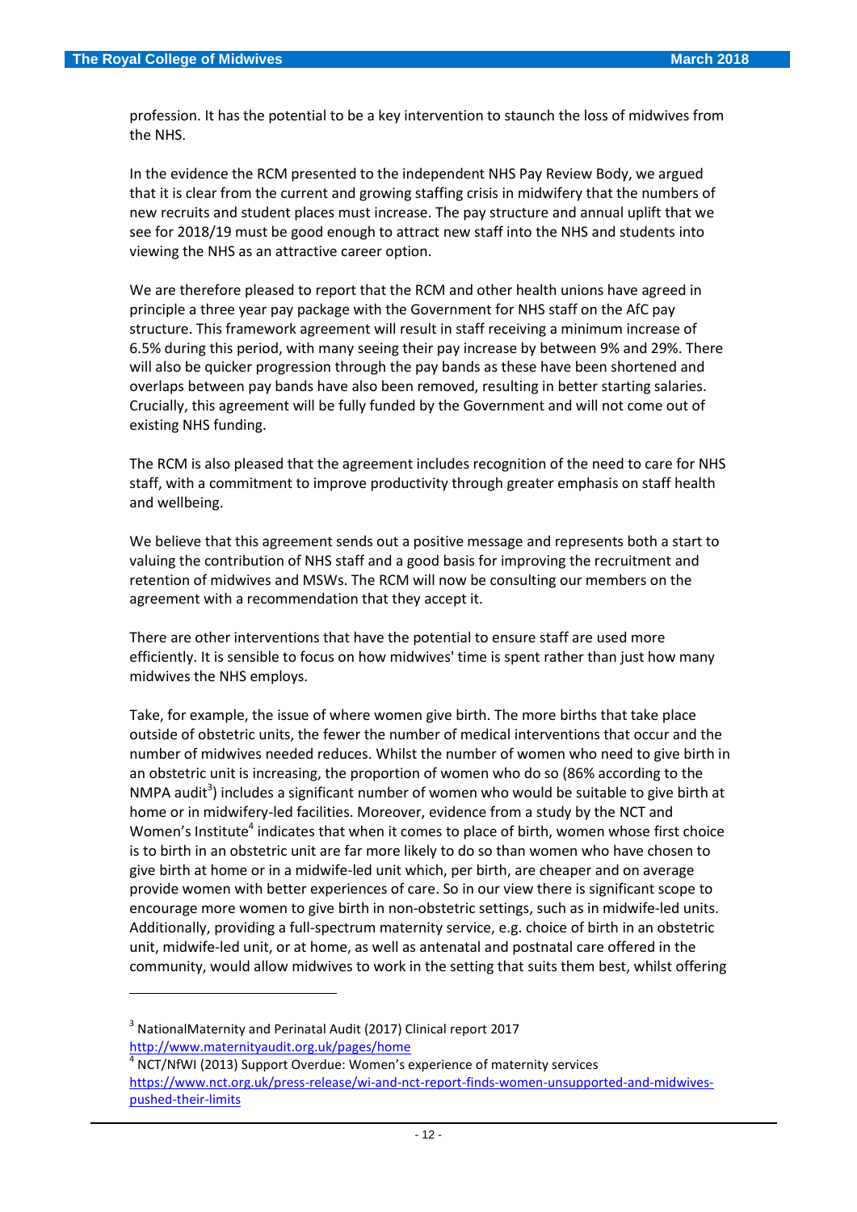profession. It has the potential to be a key intervention to staunch the loss of midwives from the NHS.

In the evidence the RCM presented to the independent NHS Pay Review Body, we argued that it is clear from the current and growing staffing crisis in midwifery that the numbers of new recruits and student places must increase. The pay structure and annual uplift that we see for 2018/19 must be good enough to attract new staff into the NHS and students into viewing the NHS as an attractive career option.

We are therefore pleased to report that the RCM and other health unions have agreed in principle a three year pay package with the Government for NHS staff on the AfC pay structure. This framework agreement will result in staff receiving a minimum increase of 6.5% during this period, with many seeing their pay increase by between 9% and 29%. There will also be quicker progression through the pay bands as these have been shortened and overlaps between pay bands have also been removed, resulting in better starting salaries. Crucially, this agreement will be fully funded by the Government and will not come out of existing NHS funding.

The RCM is also pleased that the agreement includes recognition of the need to care for NHS staff, with a commitment to improve productivity through greater emphasis on staff health and wellbeing.

We believe that this agreement sends out a positive message and represents both a start to valuing the contribution of NHS staff and a good basis for improving the recruitment and retention of midwives and MSWs. The RCM will now be consulting our members on the agreement with a recommendation that they accept it.

There are other interventions that have the potential to ensure staff are used more efficiently. It is sensible to focus on how midwives' time is spent rather than just how many midwives the NHS employs.

Take, for example, the issue of where women give birth. The more births that take place outside of obstetric units, the fewer the number of medical interventions that occur and the number of midwives needed reduces. Whilst the number of women who need to give birth in an obstetric unit is increasing, the proportion of women who do so (86% according to the NMPA audit[3]) includes a significant number of women who would be suitable to give birth at home or in midwifery-led facilities. Moreover, evidence from a study by the NCT and Women's Institute[4] indicates that when it comes to place of birth, women whose first choice is to birth in an obstetric unit are far more likely to do so than women who have chosen to give birth at home or in a midwife-led unit which, per birth, are cheaper and on average provide women with better experiences of care. So in our view there is significant scope to encourage more women to give birth in non-obstetric settings, such as in midwife-led units. Additionally, providing a full-spectrum maternity service, e.g. choice of birth in an obstetric unit, midwife-led unit, or at home, as well as antenatal and postnatal care offered in the community, would allow midwives to work in the setting that suits them best, whilst offering

---

[3] NationalMaternity and Perinatal Audit (2017) Clinical report 2017 http://www.maternityaudit.org.uk/pages/home

[4] NCT/NfWI (2013) Support Overdue: Women's experience of maternity services https://www.nct.org.uk/press-release/wi-and-nct-report-finds-women-unsupported-and-midwives-pushed-their-limits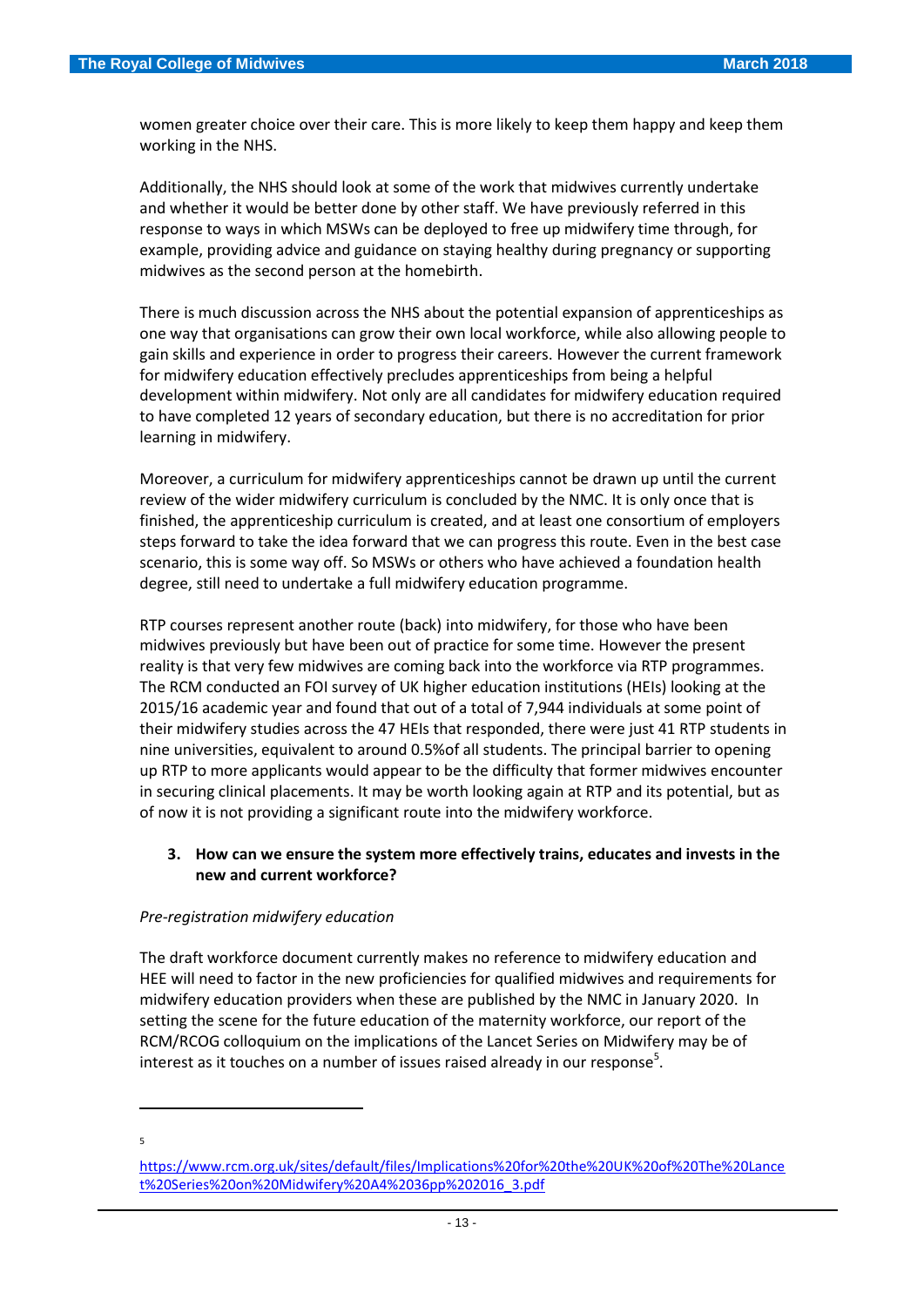women greater choice over their care. This is more likely to keep them happy and keep them working in the NHS.

Additionally, the NHS should look at some of the work that midwives currently undertake and whether it would be better done by other staff. We have previously referred in this response to ways in which MSWs can be deployed to free up midwifery time through, for example, providing advice and guidance on staying healthy during pregnancy or supporting midwives as the second person at the homebirth.

There is much discussion across the NHS about the potential expansion of apprenticeships as one way that organisations can grow their own local workforce, while also allowing people to gain skills and experience in order to progress their careers. However the current framework for midwifery education effectively precludes apprenticeships from being a helpful development within midwifery. Not only are all candidates for midwifery education required to have completed 12 years of secondary education, but there is no accreditation for prior learning in midwifery.

Moreover, a curriculum for midwifery apprenticeships cannot be drawn up until the current review of the wider midwifery curriculum is concluded by the NMC. It is only once that is finished, the apprenticeship curriculum is created, and at least one consortium of employers steps forward to take the idea forward that we can progress this route. Even in the best case scenario, this is some way off. So MSWs or others who have achieved a foundation health degree, still need to undertake a full midwifery education programme.

RTP courses represent another route (back) into midwifery, for those who have been midwives previously but have been out of practice for some time. However the present reality is that very few midwives are coming back into the workforce via RTP programmes. The RCM conducted an FOI survey of UK higher education institutions (HEIs) looking at the 2015/16 academic year and found that out of a total of 7,944 individuals at some point of their midwifery studies across the 47 HEIs that responded, there were just 41 RTP students in nine universities, equivalent to around 0.5%of all students. The principal barrier to opening up RTP to more applicants would appear to be the difficulty that former midwives encounter in securing clinical placements. It may be worth looking again at RTP and its potential, but as of now it is not providing a significant route into the midwifery workforce.

3. **How can we ensure the system more effectively trains, educates and invests in the new and current workforce?**

*Pre-registration midwifery education*

The draft workforce document currently makes no reference to midwifery education and HEE will need to factor in the new proficiencies for qualified midwives and requirements for midwifery education providers when these are published by the NMC in January 2020. In setting the scene for the future education of the maternity workforce, our report of the RCM/RCOG colloquium on the implications of the Lancet Series on Midwifery may be of interest as it touches on a number of issues raised already in our response[5].

---

[5] https://www.rcm.org.uk/sites/default/files/Implications%20for%20the%20UK%20of%20The%20Lancet%20Series%20on%20Midwifery%20A4%2036pp%202016_3.pdf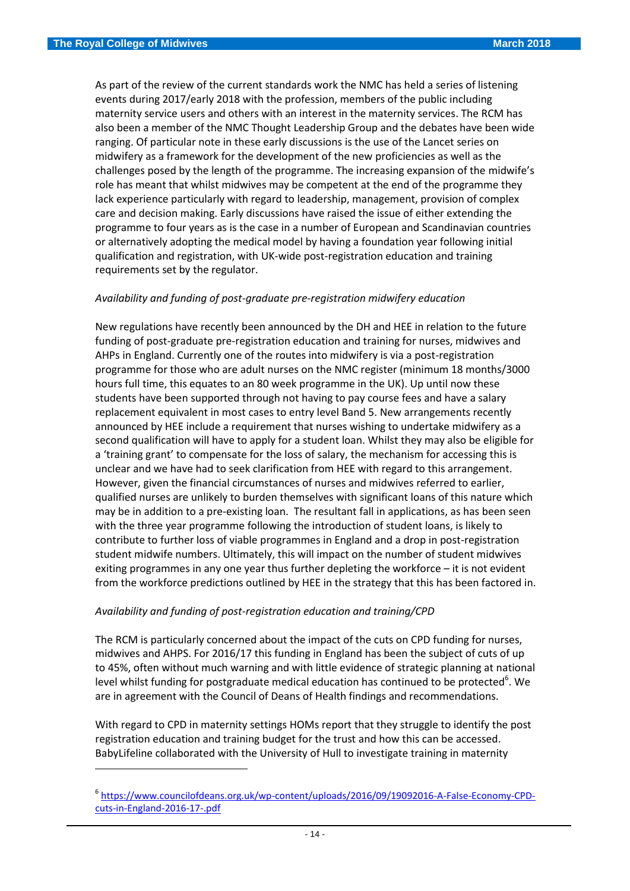As part of the review of the current standards work the NMC has held a series of listening events during 2017/early 2018 with the profession, members of the public including maternity service users and others with an interest in the maternity services. The RCM has also been a member of the NMC Thought Leadership Group and the debates have been wide ranging. Of particular note in these early discussions is the use of the Lancet series on midwifery as a framework for the development of the new proficiencies as well as the challenges posed by the length of the programme. The increasing expansion of the midwife's role has meant that whilst midwives may be competent at the end of the programme they lack experience particularly with regard to leadership, management, provision of complex care and decision making. Early discussions have raised the issue of either extending the programme to four years as is the case in a number of European and Scandinavian countries or alternatively adopting the medical model by having a foundation year following initial qualification and registration, with UK-wide post-registration education and training requirements set by the regulator.

*Availability and funding of post-graduate pre-registration midwifery education*

New regulations have recently been announced by the DH and HEE in relation to the future funding of post-graduate pre-registration education and training for nurses, midwives and AHPs in England. Currently one of the routes into midwifery is via a post-registration programme for those who are adult nurses on the NMC register (minimum 18 months/3000 hours full time, this equates to an 80 week programme in the UK). Up until now these students have been supported through not having to pay course fees and have a salary replacement equivalent in most cases to entry level Band 5. New arrangements recently announced by HEE include a requirement that nurses wishing to undertake midwifery as a second qualification will have to apply for a student loan. Whilst they may also be eligible for a 'training grant' to compensate for the loss of salary, the mechanism for accessing this is unclear and we have had to seek clarification from HEE with regard to this arrangement. However, given the financial circumstances of nurses and midwives referred to earlier, qualified nurses are unlikely to burden themselves with significant loans of this nature which may be in addition to a pre-existing loan. The resultant fall in applications, as has been seen with the three year programme following the introduction of student loans, is likely to contribute to further loss of viable programmes in England and a drop in post-registration student midwife numbers. Ultimately, this will impact on the number of student midwives exiting programmes in any one year thus further depleting the workforce – it is not evident from the workforce predictions outlined by HEE in the strategy that this has been factored in.

*Availability and funding of post-registration education and training/CPD*

The RCM is particularly concerned about the impact of the cuts on CPD funding for nurses, midwives and AHPS. For 2016/17 this funding in England has been the subject of cuts of up to 45%, often without much warning and with little evidence of strategic planning at national level whilst funding for postgraduate medical education has continued to be protected[6]. We are in agreement with the Council of Deans of Health findings and recommendations.

With regard to CPD in maternity settings HOMs report that they struggle to identify the post registration education and training budget for the trust and how this can be accessed. BabyLifeline collaborated with the University of Hull to investigate training in maternity

---

[6] https://www.councilofdeans.org.uk/wp-content/uploads/2016/09/19092016-A-False-Economy-CPD-cuts-in-England-2016-17-.pdf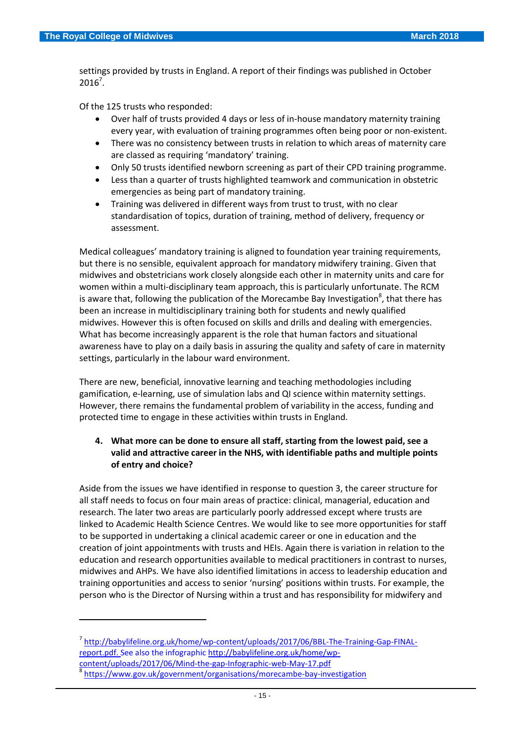settings provided by trusts in England. A report of their findings was published in October 2016[7].

Of the 125 trusts who responded:

- Over half of trusts provided 4 days or less of in-house mandatory maternity training every year, with evaluation of training programmes often being poor or non-existent.
- There was no consistency between trusts in relation to which areas of maternity care are classed as requiring 'mandatory' training.
- Only 50 trusts identified newborn screening as part of their CPD training programme.
- Less than a quarter of trusts highlighted teamwork and communication in obstetric emergencies as being part of mandatory training.
- Training was delivered in different ways from trust to trust, with no clear standardisation of topics, duration of training, method of delivery, frequency or assessment.

Medical colleagues' mandatory training is aligned to foundation year training requirements, but there is no sensible, equivalent approach for mandatory midwifery training. Given that midwives and obstetricians work closely alongside each other in maternity units and care for women within a multi-disciplinary team approach, this is particularly unfortunate. The RCM is aware that, following the publication of the Morecambe Bay Investigation[8], that there has been an increase in multidisciplinary training both for students and newly qualified midwives. However this is often focused on skills and drills and dealing with emergencies. What has become increasingly apparent is the role that human factors and situational awareness have to play on a daily basis in assuring the quality and safety of care in maternity settings, particularly in the labour ward environment.

There are new, beneficial, innovative learning and teaching methodologies including gamification, e-learning, use of simulation labs and QI science within maternity settings. However, there remains the fundamental problem of variability in the access, funding and protected time to engage in these activities within trusts in England.

4. **What more can be done to ensure all staff, starting from the lowest paid, see a valid and attractive career in the NHS, with identifiable paths and multiple points of entry and choice?**

Aside from the issues we have identified in response to question 3, the career structure for all staff needs to focus on four main areas of practice: clinical, managerial, education and research. The later two areas are particularly poorly addressed except where trusts are linked to Academic Health Science Centres. We would like to see more opportunities for staff to be supported in undertaking a clinical academic career or one in education and the creation of joint appointments with trusts and HEIs. Again there is variation in relation to the education and research opportunities available to medical practitioners in contrast to nurses, midwives and AHPs. We have also identified limitations in access to leadership education and training opportunities and access to senior 'nursing' positions within trusts. For example, the person who is the Director of Nursing within a trust and has responsibility for midwifery and

---

[7] http://babylifeline.org.uk/home/wp-content/uploads/2017/06/BBL-The-Training-Gap-FINAL-report.pdf. See also the infographic http://babylifeline.org.uk/home/wp-content/uploads/2017/06/Mind-the-gap-Infographic-web-May-17.pdf

[8] https://www.gov.uk/government/organisations/morecambe-bay-investigation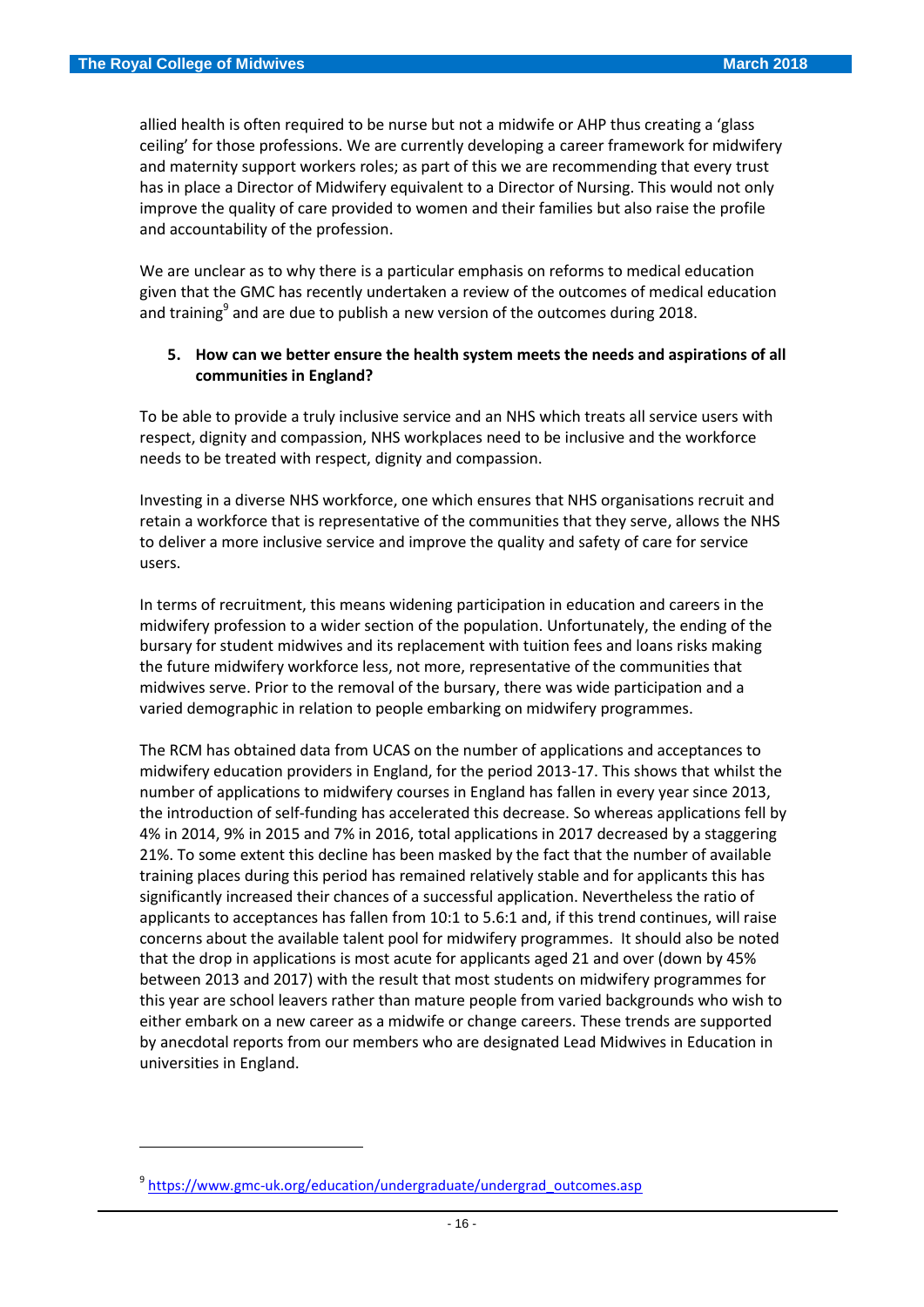allied health is often required to be nurse but not a midwife or AHP thus creating a 'glass ceiling' for those professions. We are currently developing a career framework for midwifery and maternity support workers roles; as part of this we are recommending that every trust has in place a Director of Midwifery equivalent to a Director of Nursing. This would not only improve the quality of care provided to women and their families but also raise the profile and accountability of the profession.

We are unclear as to why there is a particular emphasis on reforms to medical education given that the GMC has recently undertaken a review of the outcomes of medical education and training[9] and are due to publish a new version of the outcomes during 2018.

**5. How can we better ensure the health system meets the needs and aspirations of all communities in England?**

To be able to provide a truly inclusive service and an NHS which treats all service users with respect, dignity and compassion, NHS workplaces need to be inclusive and the workforce needs to be treated with respect, dignity and compassion.

Investing in a diverse NHS workforce, one which ensures that NHS organisations recruit and retain a workforce that is representative of the communities that they serve, allows the NHS to deliver a more inclusive service and improve the quality and safety of care for service users.

In terms of recruitment, this means widening participation in education and careers in the midwifery profession to a wider section of the population. Unfortunately, the ending of the bursary for student midwives and its replacement with tuition fees and loans risks making the future midwifery workforce less, not more, representative of the communities that midwives serve. Prior to the removal of the bursary, there was wide participation and a varied demographic in relation to people embarking on midwifery programmes.

The RCM has obtained data from UCAS on the number of applications and acceptances to midwifery education providers in England, for the period 2013-17. This shows that whilst the number of applications to midwifery courses in England has fallen in every year since 2013, the introduction of self-funding has accelerated this decrease. So whereas applications fell by 4% in 2014, 9% in 2015 and 7% in 2016, total applications in 2017 decreased by a staggering 21%. To some extent this decline has been masked by the fact that the number of available training places during this period has remained relatively stable and for applicants this has significantly increased their chances of a successful application. Nevertheless the ratio of applicants to acceptances has fallen from 10:1 to 5.6:1 and, if this trend continues, will raise concerns about the available talent pool for midwifery programmes. It should also be noted that the drop in applications is most acute for applicants aged 21 and over (down by 45% between 2013 and 2017) with the result that most students on midwifery programmes for this year are school leavers rather than mature people from varied backgrounds who wish to either embark on a new career as a midwife or change careers. These trends are supported by anecdotal reports from our members who are designated Lead Midwives in Education in universities in England.

---

[9] https://www.gmc-uk.org/education/undergraduate/undergrad_outcomes.asp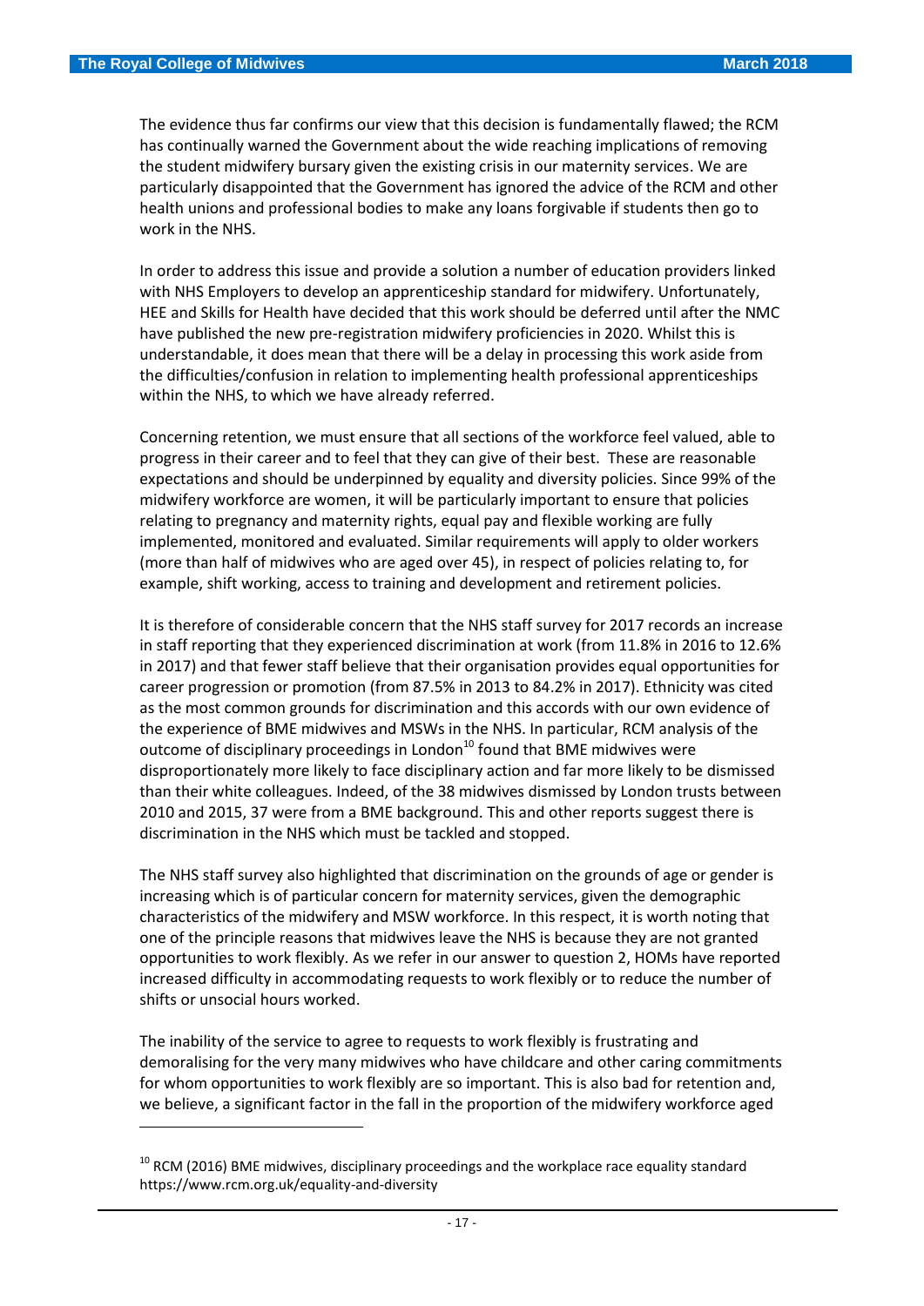The evidence thus far confirms our view that this decision is fundamentally flawed; the RCM has continually warned the Government about the wide reaching implications of removing the student midwifery bursary given the existing crisis in our maternity services. We are particularly disappointed that the Government has ignored the advice of the RCM and other health unions and professional bodies to make any loans forgivable if students then go to work in the NHS.

In order to address this issue and provide a solution a number of education providers linked with NHS Employers to develop an apprenticeship standard for midwifery. Unfortunately, HEE and Skills for Health have decided that this work should be deferred until after the NMC have published the new pre-registration midwifery proficiencies in 2020. Whilst this is understandable, it does mean that there will be a delay in processing this work aside from the difficulties/confusion in relation to implementing health professional apprenticeships within the NHS, to which we have already referred.

Concerning retention, we must ensure that all sections of the workforce feel valued, able to progress in their career and to feel that they can give of their best. These are reasonable expectations and should be underpinned by equality and diversity policies. Since 99% of the midwifery workforce are women, it will be particularly important to ensure that policies relating to pregnancy and maternity rights, equal pay and flexible working are fully implemented, monitored and evaluated. Similar requirements will apply to older workers (more than half of midwives who are aged over 45), in respect of policies relating to, for example, shift working, access to training and development and retirement policies.

It is therefore of considerable concern that the NHS staff survey for 2017 records an increase in staff reporting that they experienced discrimination at work (from 11.8% in 2016 to 12.6% in 2017) and that fewer staff believe that their organisation provides equal opportunities for career progression or promotion (from 87.5% in 2013 to 84.2% in 2017). Ethnicity was cited as the most common grounds for discrimination and this accords with our own evidence of the experience of BME midwives and MSWs in the NHS. In particular, RCM analysis of the outcome of disciplinary proceedings in London[10] found that BME midwives were disproportionately more likely to face disciplinary action and far more likely to be dismissed than their white colleagues. Indeed, of the 38 midwives dismissed by London trusts between 2010 and 2015, 37 were from a BME background. This and other reports suggest there is discrimination in the NHS which must be tackled and stopped.

The NHS staff survey also highlighted that discrimination on the grounds of age or gender is increasing which is of particular concern for maternity services, given the demographic characteristics of the midwifery and MSW workforce. In this respect, it is worth noting that one of the principle reasons that midwives leave the NHS is because they are not granted opportunities to work flexibly. As we refer in our answer to question 2, HOMs have reported increased difficulty in accommodating requests to work flexibly or to reduce the number of shifts or unsocial hours worked.

The inability of the service to agree to requests to work flexibly is frustrating and demoralising for the very many midwives who have childcare and other caring commitments for whom opportunities to work flexibly are so important. This is also bad for retention and, we believe, a significant factor in the fall in the proportion of the midwifery workforce aged

---

[10] RCM (2016) BME midwives, disciplinary proceedings and the workplace race equality standard https://www.rcm.org.uk/equality-and-diversity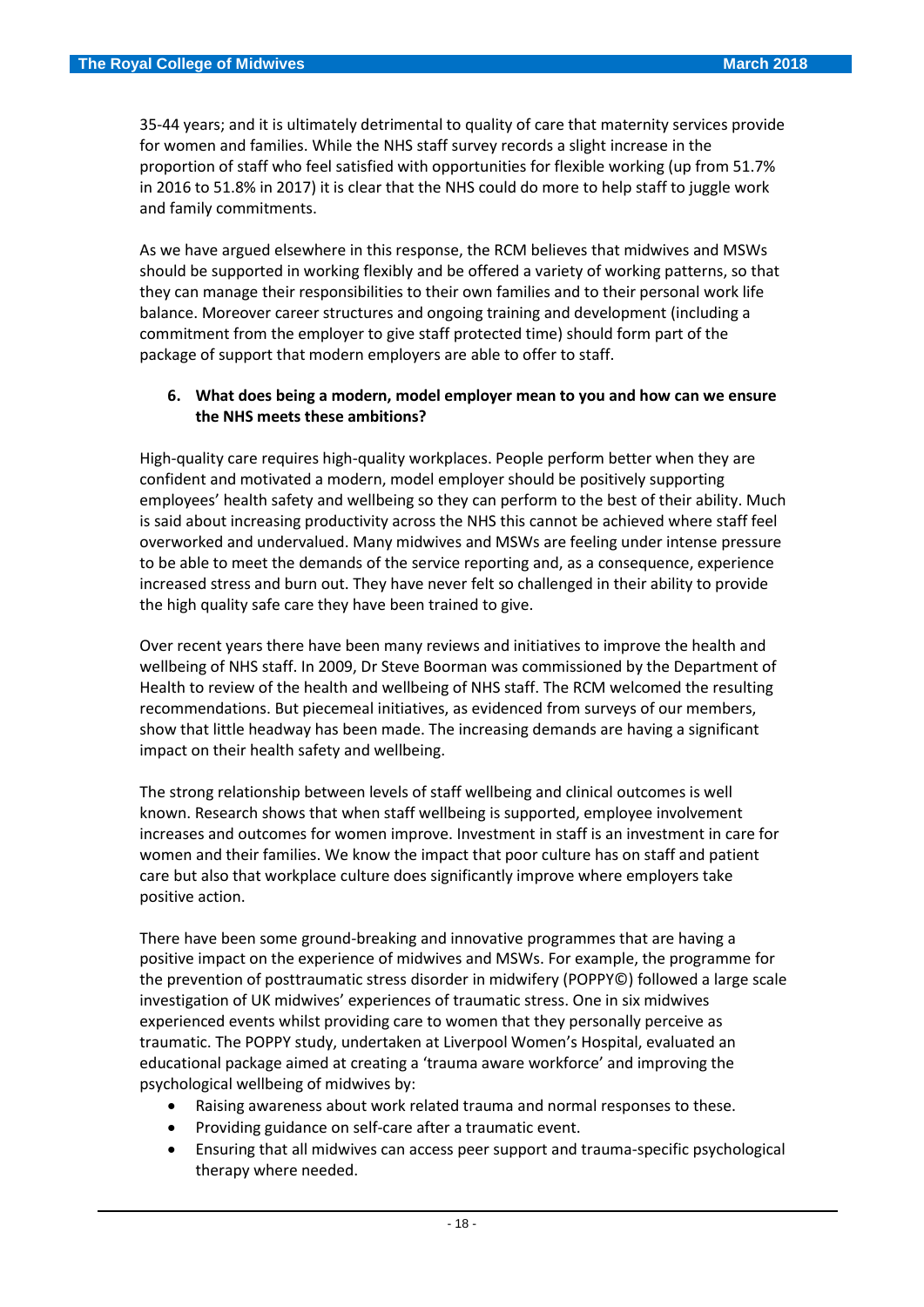35-44 years; and it is ultimately detrimental to quality of care that maternity services provide for women and families. While the NHS staff survey records a slight increase in the proportion of staff who feel satisfied with opportunities for flexible working (up from 51.7% in 2016 to 51.8% in 2017) it is clear that the NHS could do more to help staff to juggle work and family commitments.

As we have argued elsewhere in this response, the RCM believes that midwives and MSWs should be supported in working flexibly and be offered a variety of working patterns, so that they can manage their responsibilities to their own families and to their personal work life balance. Moreover career structures and ongoing training and development (including a commitment from the employer to give staff protected time) should form part of the package of support that modern employers are able to offer to staff.

6. **What does being a modern, model employer mean to you and how can we ensure the NHS meets these ambitions?**

High-quality care requires high-quality workplaces. People perform better when they are confident and motivated a modern, model employer should be positively supporting employees' health safety and wellbeing so they can perform to the best of their ability. Much is said about increasing productivity across the NHS this cannot be achieved where staff feel overworked and undervalued. Many midwives and MSWs are feeling under intense pressure to be able to meet the demands of the service reporting and, as a consequence, experience increased stress and burn out. They have never felt so challenged in their ability to provide the high quality safe care they have been trained to give.

Over recent years there have been many reviews and initiatives to improve the health and wellbeing of NHS staff. In 2009, Dr Steve Boorman was commissioned by the Department of Health to review of the health and wellbeing of NHS staff. The RCM welcomed the resulting recommendations. But piecemeal initiatives, as evidenced from surveys of our members, show that little headway has been made. The increasing demands are having a significant impact on their health safety and wellbeing.

The strong relationship between levels of staff wellbeing and clinical outcomes is well known. Research shows that when staff wellbeing is supported, employee involvement increases and outcomes for women improve. Investment in staff is an investment in care for women and their families. We know the impact that poor culture has on staff and patient care but also that workplace culture does significantly improve where employers take positive action.

There have been some ground-breaking and innovative programmes that are having a positive impact on the experience of midwives and MSWs. For example, the programme for the prevention of posttraumatic stress disorder in midwifery (POPPY©) followed a large scale investigation of UK midwives' experiences of traumatic stress. One in six midwives experienced events whilst providing care to women that they personally perceive as traumatic. The POPPY study, undertaken at Liverpool Women's Hospital, evaluated an educational package aimed at creating a 'trauma aware workforce' and improving the psychological wellbeing of midwives by:

- Raising awareness about work related trauma and normal responses to these.
- Providing guidance on self-care after a traumatic event.
- Ensuring that all midwives can access peer support and trauma-specific psychological therapy where needed.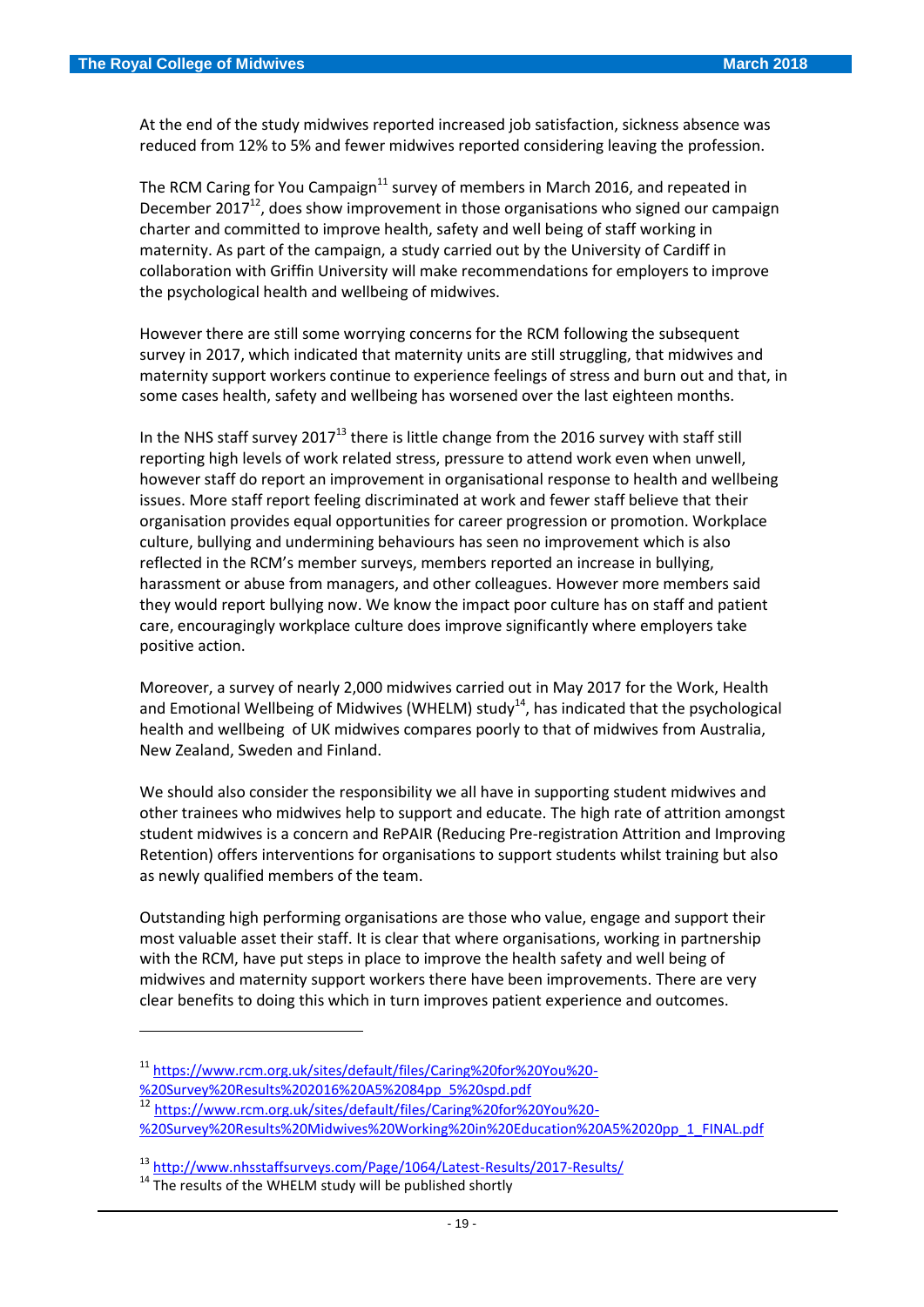At the end of the study midwives reported increased job satisfaction, sickness absence was reduced from 12% to 5% and fewer midwives reported considering leaving the profession.

The RCM Caring for You Campaign[11] survey of members in March 2016, and repeated in December 2017[12], does show improvement in those organisations who signed our campaign charter and committed to improve health, safety and well being of staff working in maternity. As part of the campaign, a study carried out by the University of Cardiff in collaboration with Griffin University will make recommendations for employers to improve the psychological health and wellbeing of midwives.

However there are still some worrying concerns for the RCM following the subsequent survey in 2017, which indicated that maternity units are still struggling, that midwives and maternity support workers continue to experience feelings of stress and burn out and that, in some cases health, safety and wellbeing has worsened over the last eighteen months.

In the NHS staff survey 2017[13] there is little change from the 2016 survey with staff still reporting high levels of work related stress, pressure to attend work even when unwell, however staff do report an improvement in organisational response to health and wellbeing issues. More staff report feeling discriminated at work and fewer staff believe that their organisation provides equal opportunities for career progression or promotion. Workplace culture, bullying and undermining behaviours has seen no improvement which is also reflected in the RCM's member surveys, members reported an increase in bullying, harassment or abuse from managers, and other colleagues. However more members said they would report bullying now. We know the impact poor culture has on staff and patient care, encouragingly workplace culture does improve significantly where employers take positive action.

Moreover, a survey of nearly 2,000 midwives carried out in May 2017 for the Work, Health and Emotional Wellbeing of Midwives (WHELM) study[14], has indicated that the psychological health and wellbeing of UK midwives compares poorly to that of midwives from Australia, New Zealand, Sweden and Finland.

We should also consider the responsibility we all have in supporting student midwives and other trainees who midwives help to support and educate. The high rate of attrition amongst student midwives is a concern and RePAIR (Reducing Pre-registration Attrition and Improving Retention) offers interventions for organisations to support students whilst training but also as newly qualified members of the team.

Outstanding high performing organisations are those who value, engage and support their most valuable asset their staff. It is clear that where organisations, working in partnership with the RCM, have put steps in place to improve the health safety and well being of midwives and maternity support workers there have been improvements. There are very clear benefits to doing this which in turn improves patient experience and outcomes.

---

[11] https://www.rcm.org.uk/sites/default/files/Caring%20for%20You%20-%20Survey%20Results%202016%20A5%2084pp_5%20spd.pdf

[12] https://www.rcm.org.uk/sites/default/files/Caring%20for%20You%20-%20Survey%20Results%20Midwives%20Working%20in%20Education%20A5%2020pp_1_FINAL.pdf

[13] http://www.nhsstaffsurveys.com/Page/1064/Latest-Results/2017-Results/

[14] The results of the WHELM study will be published shortly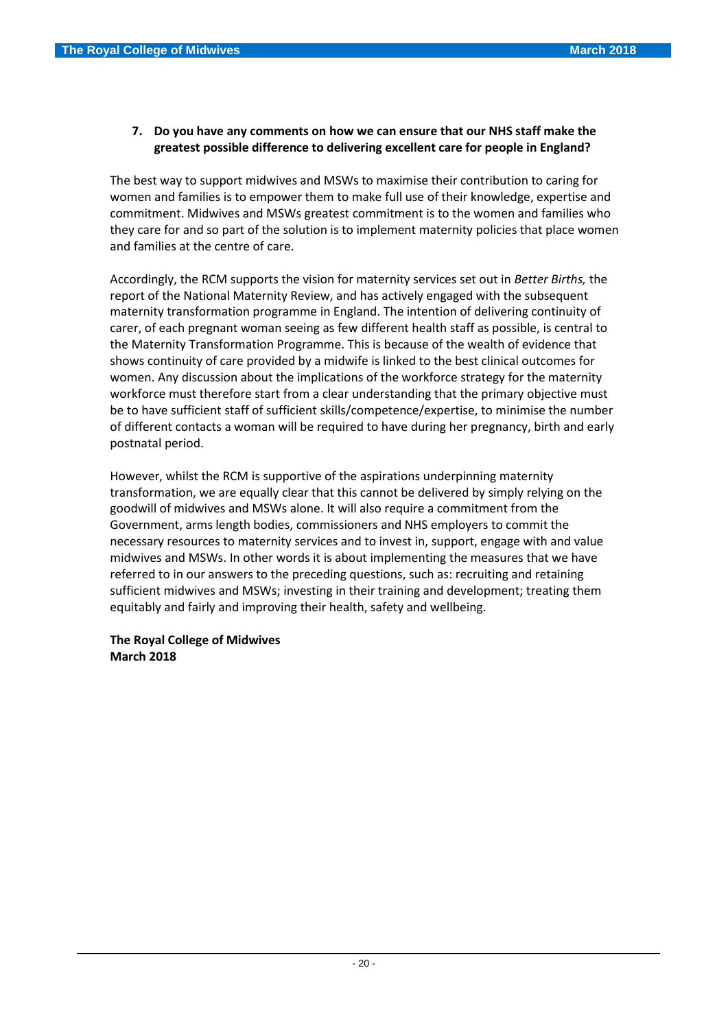7. **Do you have any comments on how we can ensure that our NHS staff make the greatest possible difference to delivering excellent care for people in England?**

The best way to support midwives and MSWs to maximise their contribution to caring for women and families is to empower them to make full use of their knowledge, expertise and commitment. Midwives and MSWs greatest commitment is to the women and families who they care for and so part of the solution is to implement maternity policies that place women and families at the centre of care.

Accordingly, the RCM supports the vision for maternity services set out in *Better Births,* the report of the National Maternity Review, and has actively engaged with the subsequent maternity transformation programme in England. The intention of delivering continuity of carer, of each pregnant woman seeing as few different health staff as possible, is central to the Maternity Transformation Programme. This is because of the wealth of evidence that shows continuity of care provided by a midwife is linked to the best clinical outcomes for women. Any discussion about the implications of the workforce strategy for the maternity workforce must therefore start from a clear understanding that the primary objective must be to have sufficient staff of sufficient skills/competence/expertise, to minimise the number of different contacts a woman will be required to have during her pregnancy, birth and early postnatal period.

However, whilst the RCM is supportive of the aspirations underpinning maternity transformation, we are equally clear that this cannot be delivered by simply relying on the goodwill of midwives and MSWs alone. It will also require a commitment from the Government, arms length bodies, commissioners and NHS employers to commit the necessary resources to maternity services and to invest in, support, engage with and value midwives and MSWs. In other words it is about implementing the measures that we have referred to in our answers to the preceding questions, such as: recruiting and retaining sufficient midwives and MSWs; investing in their training and development; treating them equitably and fairly and improving their health, safety and wellbeing.

**The Royal College of Midwives**
**March 2018**